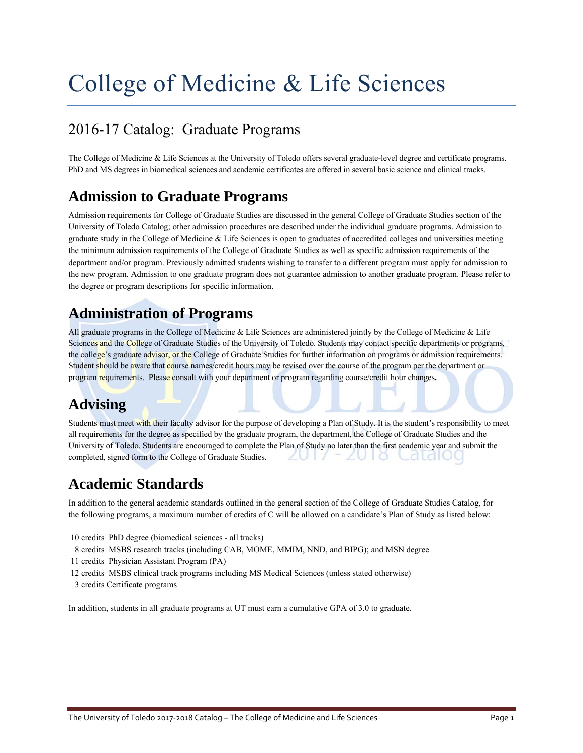# College of Medicine & Life Sciences

## 2016-17 Catalog: Graduate Programs

The College of Medicine & Life Sciences at the University of Toledo offers several graduate-level degree and certificate programs. PhD and MS degrees in biomedical sciences and academic certificates are offered in several basic science and clinical tracks.

## Admission to Graduate Programs

Admission requirements for College of Graduate Studies are discussed in the general College of Graduate Studies section of the University of Toledo Catalog; other admission procedures are described under the individual graduate programs. Admission to graduate study in the College of Medicine & Life Sciences is open to graduates of accredited colleges and universities meeting the minimum admission requirements of the College of Graduate Studies as well as specific admission requirements of the department and/or program. Previously admitted students wishing to transfer to a different program must apply for admission to the new program. Admission to one graduate program does not guarantee admission to another graduate program. Please refer to the degree or program descriptions for specific information.

## Administration of Programs

All graduate programs in the College of Medicine & Life Sciences are administered jointly by the College of Medicine & Life Sciences and the College of Graduate Studies of the University of Toledo. Students may contact specific departments or programs, the college's graduate advisor, or the College of Graduate Studies for further information on programs or admission requirements. Student should be aware that course names/credit hours may be revised over the course of the program per the department or program requirements. Please consult with your department or program regarding course/credit hour changes**.**

## Advising

Students must meet with their faculty advisor for the purpose of developing a Plan of Study. It is the student's responsibility to meet all requirements for the degree as specified by the graduate program, the department, the College of Graduate Studies and the University of Toledo. Students are encouraged to complete the Plan of Study no later than the first academic year and submit the completed, signed form to the College of Graduate Studies.

## Academic Standards

In addition to the general academic standards outlined in the general section of the College of Graduate Studies Catalog, for the following programs, a maximum number of credits of C will be allowed on a candidate's Plan of Study as listed below:

10 credits PhD degree (biomedical sciences - all tracks)
8 credits MSBS research tracks (including CAB, MOME, MMIM, NND, and BIPG); and MSN degree
11 credits Physician Assistant Program (PA)
12 credits MSBS clinical track programs including MS Medical Sciences (unless stated otherwise)
3 credits Certificate programs

In addition, students in all graduate programs at UT must earn a cumulative GPA of 3.0 to graduate.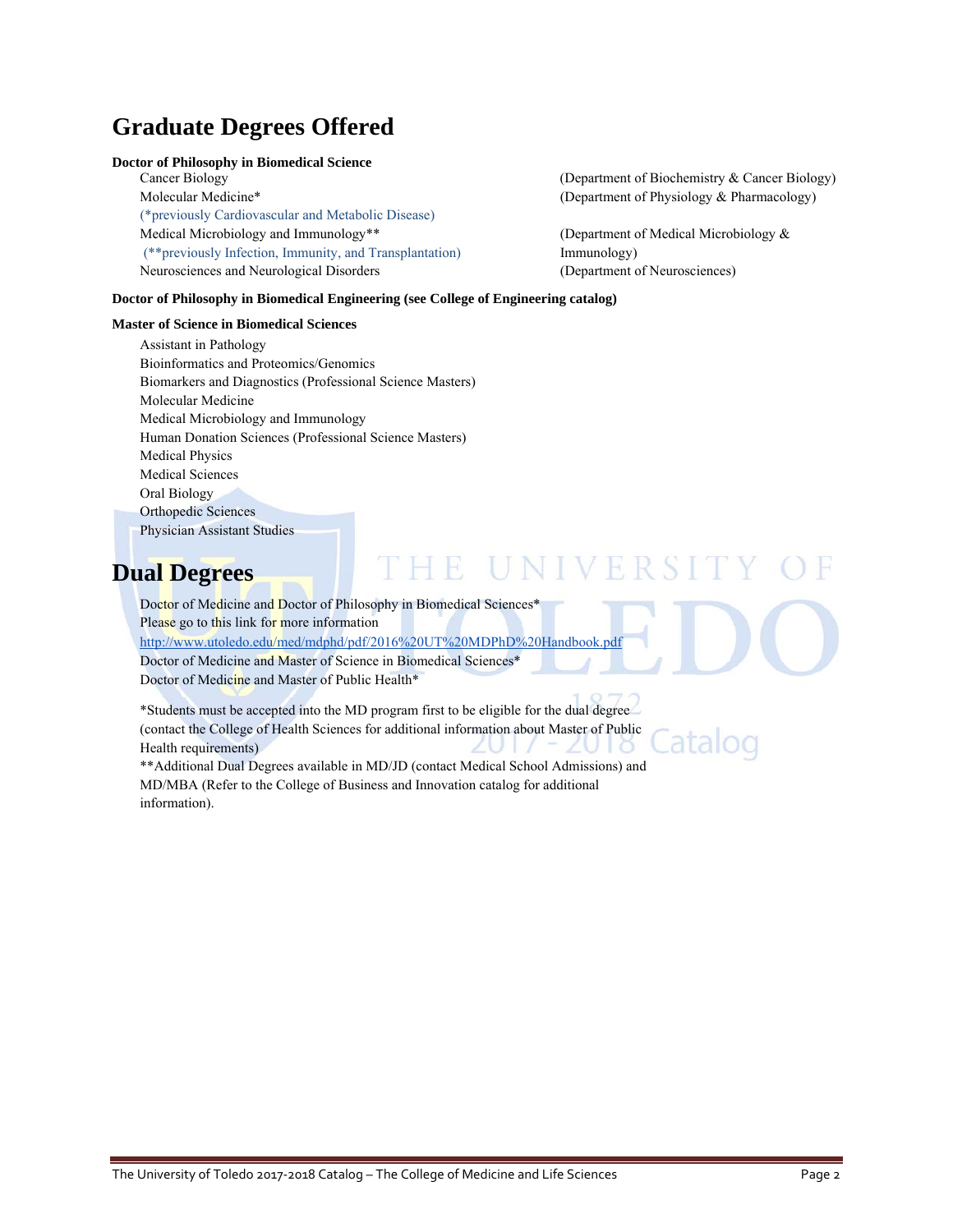# Graduate Degrees Offered

**Doctor of Philosophy in Biomedical Science**

- Cancer Biology (Department of Biochemistry & Cancer Biology)
- Molecular Medicine* (Department of Physiology & Pharmacology)
  (*previously Cardiovascular and Metabolic Disease)
- Medical Microbiology and Immunology** (Department of Medical Microbiology & Immunology)
  (**previously Infection, Immunity, and Transplantation)
- Neurosciences and Neurological Disorders (Department of Neurosciences)

**Doctor of Philosophy in Biomedical Engineering (see College of Engineering catalog)**

**Master of Science in Biomedical Sciences**

- Assistant in Pathology
- Bioinformatics and Proteomics/Genomics
- Biomarkers and Diagnostics (Professional Science Masters)
- Molecular Medicine
- Medical Microbiology and Immunology
- Human Donation Sciences (Professional Science Masters)
- Medical Physics
- Medical Sciences
- Oral Biology
- Orthopedic Sciences
- Physician Assistant Studies

# Dual Degrees

Doctor of Medicine and Doctor of Philosophy in Biomedical Sciences*
Please go to this link for more information
http://www.utoledo.edu/med/mdphd/pdf/2016%20UT%20MDPhD%20Handbook.pdf
Doctor of Medicine and Master of Science in Biomedical Sciences*
Doctor of Medicine and Master of Public Health*

*Students must be accepted into the MD program first to be eligible for the dual degree (contact the College of Health Sciences for additional information about Master of Public Health requirements)
**Additional Dual Degrees available in MD/JD (contact Medical School Admissions) and MD/MBA (Refer to the College of Business and Innovation catalog for additional information).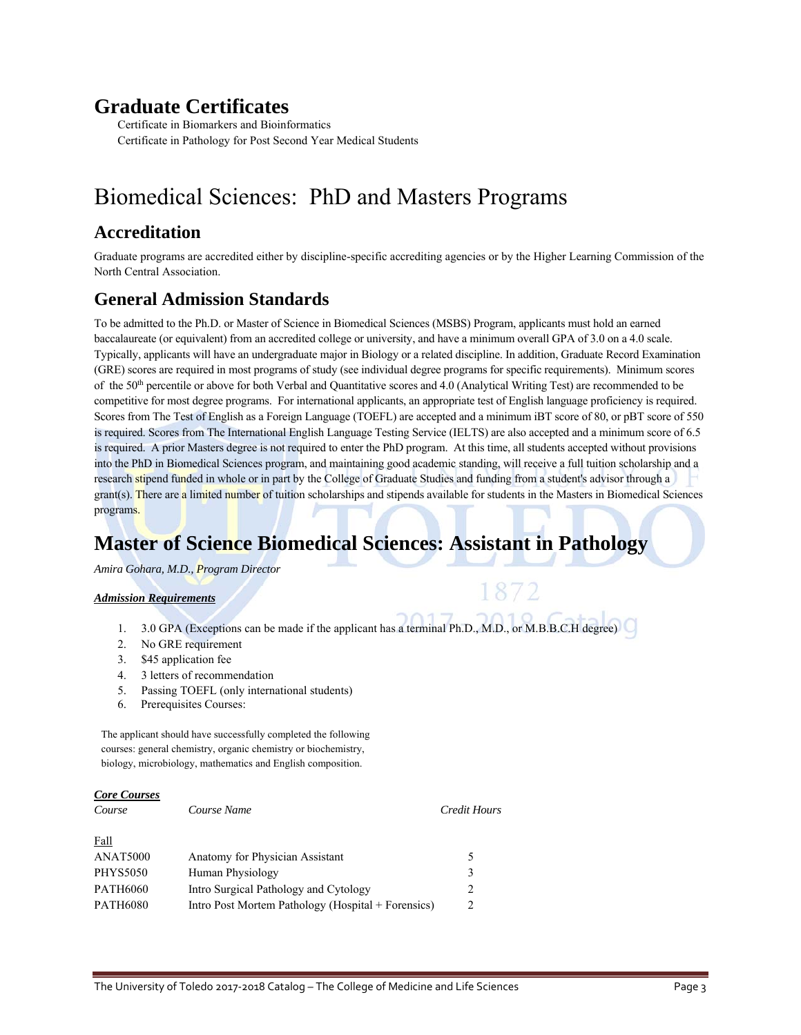# Graduate Certificates

Certificate in Biomarkers and Bioinformatics
Certificate in Pathology for Post Second Year Medical Students

# Biomedical Sciences: PhD and Masters Programs

## Accreditation

Graduate programs are accredited either by discipline-specific accrediting agencies or by the Higher Learning Commission of the North Central Association.

## General Admission Standards

To be admitted to the Ph.D. or Master of Science in Biomedical Sciences (MSBS) Program, applicants must hold an earned baccalaureate (or equivalent) from an accredited college or university, and have a minimum overall GPA of 3.0 on a 4.0 scale. Typically, applicants will have an undergraduate major in Biology or a related discipline. In addition, Graduate Record Examination (GRE) scores are required in most programs of study (see individual degree programs for specific requirements). Minimum scores of the 50th percentile or above for both Verbal and Quantitative scores and 4.0 (Analytical Writing Test) are recommended to be competitive for most degree programs. For international applicants, an appropriate test of English language proficiency is required. Scores from The Test of English as a Foreign Language (TOEFL) are accepted and a minimum iBT score of 80, or pBT score of 550 is required. Scores from The International English Language Testing Service (IELTS) are also accepted and a minimum score of 6.5 is required. A prior Masters degree is not required to enter the PhD program. At this time, all students accepted without provisions into the PhD in Biomedical Sciences program, and maintaining good academic standing, will receive a full tuition scholarship and a research stipend funded in whole or in part by the College of Graduate Studies and funding from a student's advisor through a grant(s). There are a limited number of tuition scholarships and stipends available for students in the Masters in Biomedical Sciences programs.

## Master of Science Biomedical Sciences: Assistant in Pathology

*Amira Gohara, M.D., Program Director*

***Admission Requirements***

1. 3.0 GPA (Exceptions can be made if the applicant has a terminal Ph.D., M.D., or M.B.B.C.H degree)
2. No GRE requirement
3. $45 application fee
4. 3 letters of recommendation
5. Passing TOEFL (only international students)
6. Prerequisites Courses:

The applicant should have successfully completed the following courses: general chemistry, organic chemistry or biochemistry, biology, microbiology, mathematics and English composition.

***Core Courses***

| *Course* | *Course Name* | *Credit Hours* |
|---|---|---|
| Fall | | |
| ANAT5000 | Anatomy for Physician Assistant | 5 |
| PHYS5050 | Human Physiology | 3 |
| PATH6060 | Intro Surgical Pathology and Cytology | 2 |
| PATH6080 | Intro Post Mortem Pathology (Hospital + Forensics) | 2 |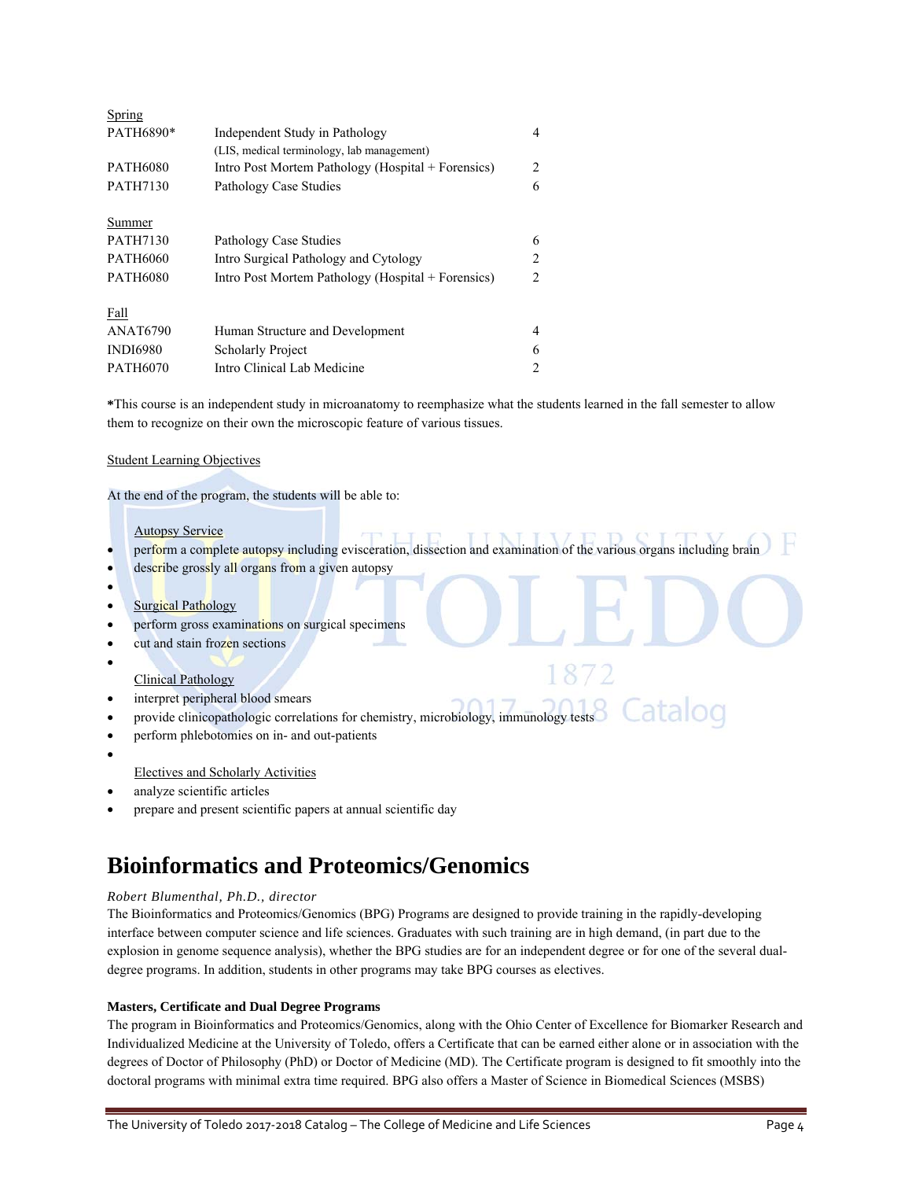Spring

| | | |
|---|---|---|
| PATH6890* | Independent Study in Pathology (LIS, medical terminology, lab management) | 4 |
| PATH6080 | Intro Post Mortem Pathology (Hospital + Forensics) | 2 |
| PATH7130 | Pathology Case Studies | 6 |

Summer

| | | |
|---|---|---|
| PATH7130 | Pathology Case Studies | 6 |
| PATH6060 | Intro Surgical Pathology and Cytology | 2 |
| PATH6080 | Intro Post Mortem Pathology (Hospital + Forensics) | 2 |

Fall

| | | |
|---|---|---|
| ANAT6790 | Human Structure and Development | 4 |
| INDI6980 | Scholarly Project | 6 |
| PATH6070 | Intro Clinical Lab Medicine | 2 |

*This course is an independent study in microanatomy to reemphasize what the students learned in the fall semester to allow them to recognize on their own the microscopic feature of various tissues.

Student Learning Objectives

At the end of the program, the students will be able to:

Autopsy Service

- perform a complete autopsy including evisceration, dissection and examination of the various organs including brain
- describe grossly all organs from a given autopsy

Surgical Pathology

- perform gross examinations on surgical specimens
- cut and stain frozen sections

Clinical Pathology

- interpret peripheral blood smears
- provide clinicopathologic correlations for chemistry, microbiology, immunology tests
- perform phlebotomies on in- and out-patients

Electives and Scholarly Activities

- analyze scientific articles
- prepare and present scientific papers at annual scientific day

# Bioinformatics and Proteomics/Genomics

*Robert Blumenthal, Ph.D., director*

The Bioinformatics and Proteomics/Genomics (BPG) Programs are designed to provide training in the rapidly-developing interface between computer science and life sciences. Graduates with such training are in high demand, (in part due to the explosion in genome sequence analysis), whether the BPG studies are for an independent degree or for one of the several dual-degree programs. In addition, students in other programs may take BPG courses as electives.

**Masters, Certificate and Dual Degree Programs**

The program in Bioinformatics and Proteomics/Genomics, along with the Ohio Center of Excellence for Biomarker Research and Individualized Medicine at the University of Toledo, offers a Certificate that can be earned either alone or in association with the degrees of Doctor of Philosophy (PhD) or Doctor of Medicine (MD). The Certificate program is designed to fit smoothly into the doctoral programs with minimal extra time required. BPG also offers a Master of Science in Biomedical Sciences (MSBS)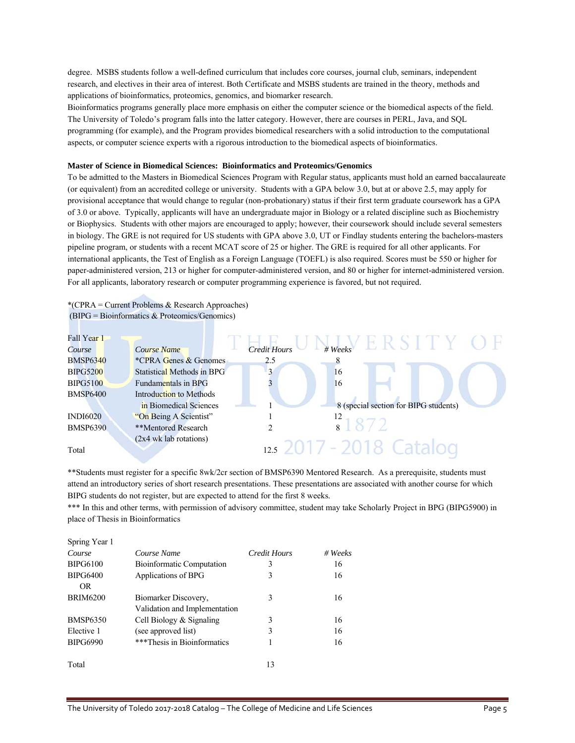degree. MSBS students follow a well-defined curriculum that includes core courses, journal club, seminars, independent research, and electives in their area of interest. Both Certificate and MSBS students are trained in the theory, methods and applications of bioinformatics, proteomics, genomics, and biomarker research.

Bioinformatics programs generally place more emphasis on either the computer science or the biomedical aspects of the field. The University of Toledo's program falls into the latter category. However, there are courses in PERL, Java, and SQL programming (for example), and the Program provides biomedical researchers with a solid introduction to the computational aspects, or computer science experts with a rigorous introduction to the biomedical aspects of bioinformatics.

**Master of Science in Biomedical Sciences: Bioinformatics and Proteomics/Genomics**

To be admitted to the Masters in Biomedical Sciences Program with Regular status, applicants must hold an earned baccalaureate (or equivalent) from an accredited college or university. Students with a GPA below 3.0, but at or above 2.5, may apply for provisional acceptance that would change to regular (non-probationary) status if their first term graduate coursework has a GPA of 3.0 or above. Typically, applicants will have an undergraduate major in Biology or a related discipline such as Biochemistry or Biophysics. Students with other majors are encouraged to apply; however, their coursework should include several semesters in biology. The GRE is not required for US students with GPA above 3.0, UT or Findlay students entering the bachelors-masters pipeline program, or students with a recent MCAT score of 25 or higher. The GRE is required for all other applicants. For international applicants, the Test of English as a Foreign Language (TOEFL) is also required. Scores must be 550 or higher for paper-administered version, 213 or higher for computer-administered version, and 80 or higher for internet-administered version. For all applicants, laboratory research or computer programming experience is favored, but not required.

*(CPRA = Current Problems & Research Approaches)
(BIPG = Bioinformatics & Proteomics/Genomics)

Fall Year 1

| *Course* | *Course Name* | *Credit Hours* | *# Weeks* |
|---|---|---|---|
| BMSP6340 | *CPRA Genes & Genomes | 2.5 | 8 |
| BIPG5200 | Statistical Methods in BPG | 3 | 16 |
| BIPG5100 | Fundamentals in BPG | 3 | 16 |
| BMSP6400 | Introduction to Methods in Biomedical Sciences | 1 | 8 (special section for BIPG students) |
| INDI6020 | "On Being A Scientist" | 1 | 12 |
| BMSP6390 | **Mentored Research (2x4 wk lab rotations) | 2 | 8 |
| Total | | 12.5 | |

**Students must register for a specific 8wk/2cr section of BMSP6390 Mentored Research. As a prerequisite, students must attend an introductory series of short research presentations. These presentations are associated with another course for which BIPG students do not register, but are expected to attend for the first 8 weeks.

*** In this and other terms, with permission of advisory committee, student may take Scholarly Project in BPG (BIPG5900) in place of Thesis in Bioinformatics

Spring Year 1

| *Course* | *Course Name* | *Credit Hours* | *# Weeks* |
|---|---|---|---|
| BIPG6100 | Bioinformatic Computation | 3 | 16 |
| BIPG6400 OR | Applications of BPG | 3 | 16 |
| BRIM6200 | Biomarker Discovery, Validation and Implementation | 3 | 16 |
| BMSP6350 | Cell Biology & Signaling | 3 | 16 |
| Elective 1 | (see approved list) | 3 | 16 |
| BIPG6990 | ***Thesis in Bioinformatics | 1 | 16 |
| Total | | 13 | |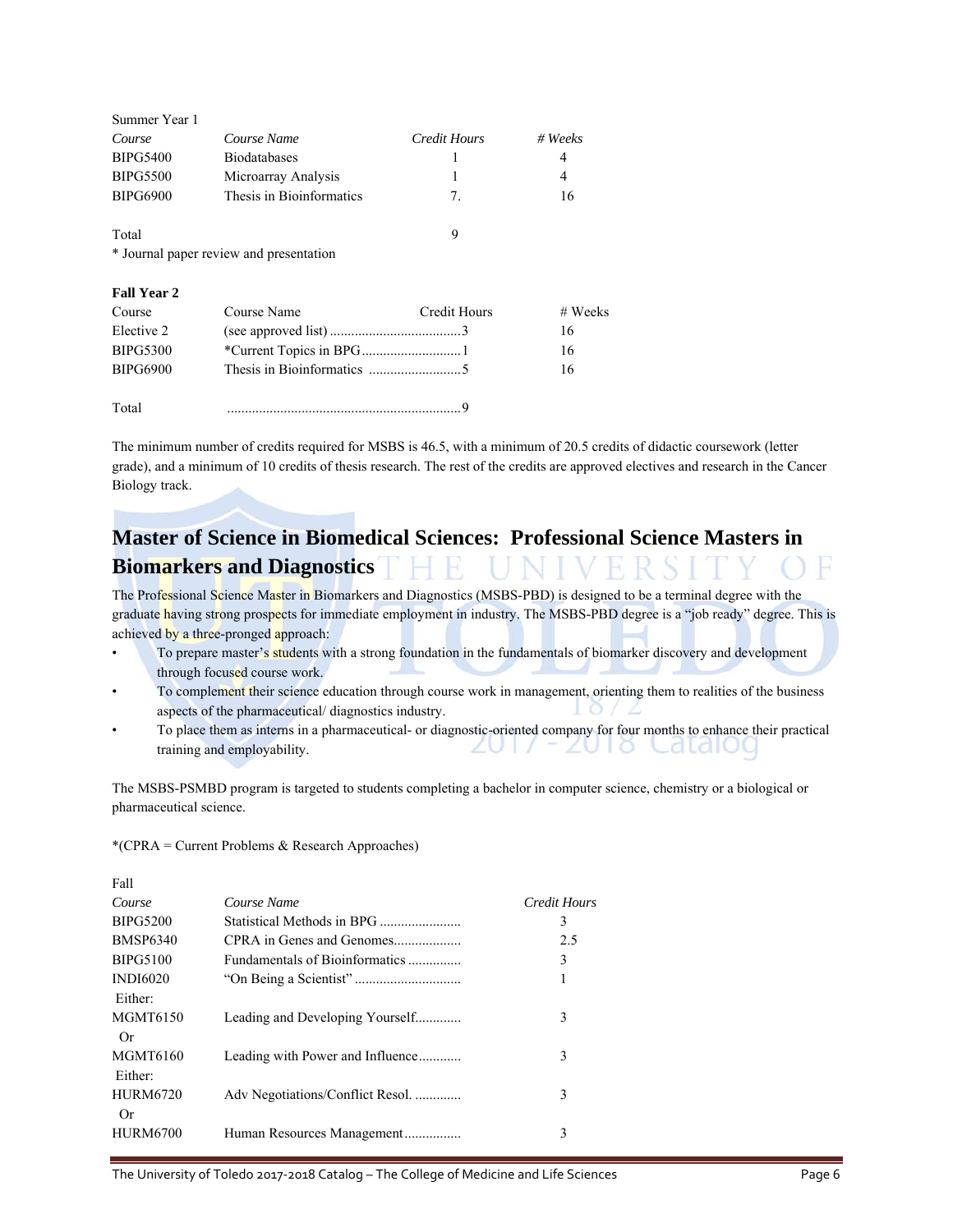Summer Year 1

| *Course* | *Course Name* | *Credit Hours* | *# Weeks* |
|---|---|---|---|
| BIPG5400 | Biodatabases | 1 | 4 |
| BIPG5500 | Microarray Analysis | 1 | 4 |
| BIPG6900 | Thesis in Bioinformatics | 7. | 16 |
| | | | |
| Total | | 9 | |

* Journal paper review and presentation

**Fall Year 2**

| Course | Course Name | Credit Hours | # Weeks |
|---|---|---|---|
| Elective 2 | (see approved list) | 3 | 16 |
| BIPG5300 | *Current Topics in BPG | 1 | 16 |
| BIPG6900 | Thesis in Bioinformatics | 5 | 16 |
| | | | |
| Total | | 9 | |

The minimum number of credits required for MSBS is 46.5, with a minimum of 20.5 credits of didactic coursework (letter grade), and a minimum of 10 credits of thesis research. The rest of the credits are approved electives and research in the Cancer Biology track.

## Master of Science in Biomedical Sciences: Professional Science Masters in Biomarkers and Diagnostics

The Professional Science Master in Biomarkers and Diagnostics (MSBS-PBD) is designed to be a terminal degree with the graduate having strong prospects for immediate employment in industry. The MSBS-PBD degree is a "job ready" degree. This is achieved by a three-pronged approach:

- To prepare master's students with a strong foundation in the fundamentals of biomarker discovery and development through focused course work.
- To complement their science education through course work in management, orienting them to realities of the business aspects of the pharmaceutical/ diagnostics industry.
- To place them as interns in a pharmaceutical- or diagnostic-oriented company for four months to enhance their practical training and employability.

The MSBS-PSMBD program is targeted to students completing a bachelor in computer science, chemistry or a biological or pharmaceutical science.

*(CPRA = Current Problems & Research Approaches)

Fall

| *Course* | *Course Name* | *Credit Hours* |
|---|---|---|
| BIPG5200 | Statistical Methods in BPG | 3 |
| BMSP6340 | CPRA in Genes and Genomes | 2.5 |
| BIPG5100 | Fundamentals of Bioinformatics | 3 |
| INDI6020 | "On Being a Scientist" | 1 |
| Either: | | |
| MGMT6150 | Leading and Developing Yourself | 3 |
| Or | | |
| MGMT6160 | Leading with Power and Influence | 3 |
| Either: | | |
| HURM6720 | Adv Negotiations/Conflict Resol. | 3 |
| Or | | |
| HURM6700 | Human Resources Management | 3 |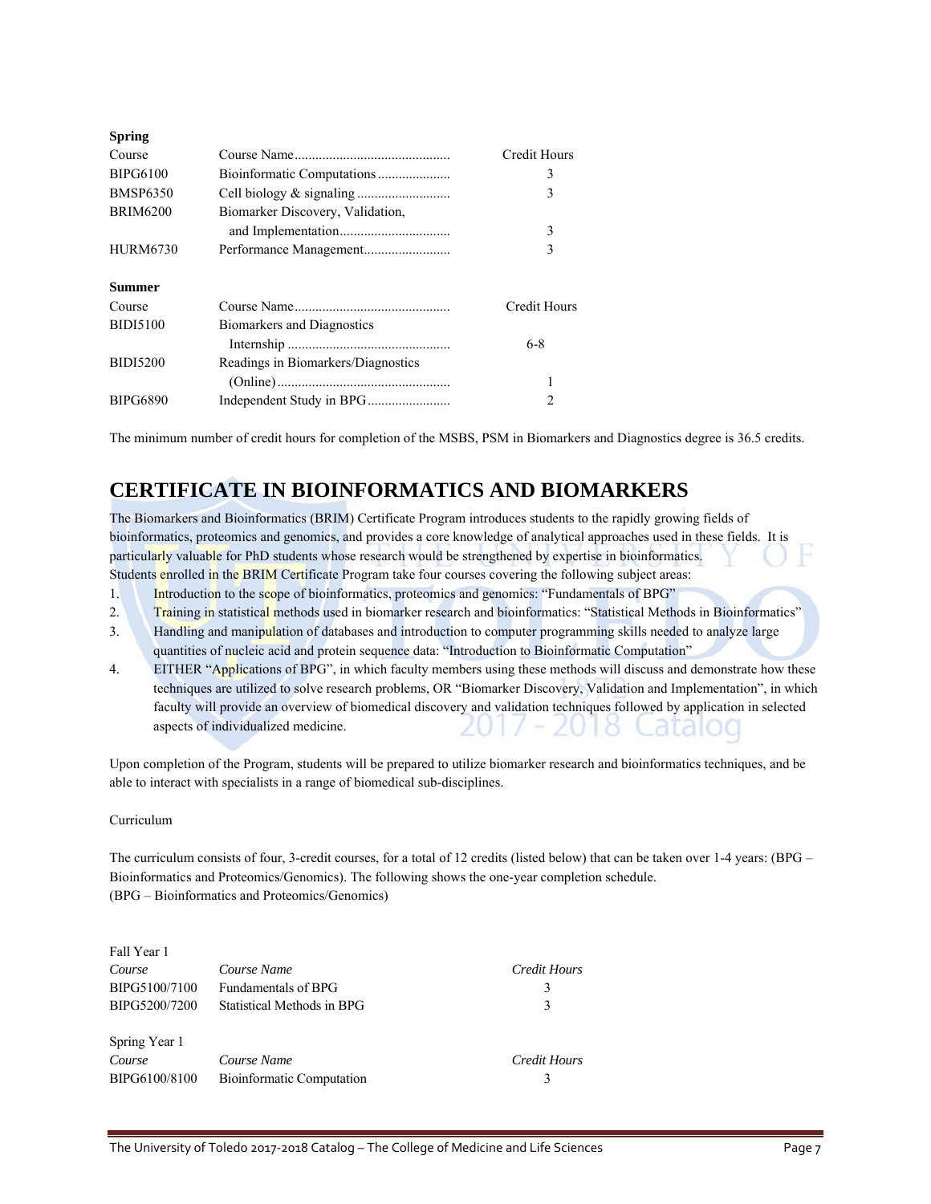**Spring**

| Course | Course Name | Credit Hours |
|---|---|---|
| BIPG6100 | Bioinformatic Computations | 3 |
| BMSP6350 | Cell biology & signaling | 3 |
| BRIM6200 | Biomarker Discovery, Validation, and Implementation | 3 |
| HURM6730 | Performance Management | 3 |

**Summer**

| Course | Course Name | Credit Hours |
|---|---|---|
| BIDI5100 | Biomarkers and Diagnostics Internship | 6-8 |
| BIDI5200 | Readings in Biomarkers/Diagnostics (Online) | 1 |
| BIPG6890 | Independent Study in BPG | 2 |

The minimum number of credit hours for completion of the MSBS, PSM in Biomarkers and Diagnostics degree is 36.5 credits.

## CERTIFICATE IN BIOINFORMATICS AND BIOMARKERS

The Biomarkers and Bioinformatics (BRIM) Certificate Program introduces students to the rapidly growing fields of bioinformatics, proteomics and genomics, and provides a core knowledge of analytical approaches used in these fields. It is particularly valuable for PhD students whose research would be strengthened by expertise in bioinformatics. Students enrolled in the BRIM Certificate Program take four courses covering the following subject areas:

1. Introduction to the scope of bioinformatics, proteomics and genomics: "Fundamentals of BPG"
2. Training in statistical methods used in biomarker research and bioinformatics: "Statistical Methods in Bioinformatics"
3. Handling and manipulation of databases and introduction to computer programming skills needed to analyze large quantities of nucleic acid and protein sequence data: "Introduction to Bioinformatic Computation"
4. EITHER "Applications of BPG", in which faculty members using these methods will discuss and demonstrate how these techniques are utilized to solve research problems, OR "Biomarker Discovery, Validation and Implementation", in which faculty will provide an overview of biomedical discovery and validation techniques followed by application in selected aspects of individualized medicine.

Upon completion of the Program, students will be prepared to utilize biomarker research and bioinformatics techniques, and be able to interact with specialists in a range of biomedical sub-disciplines.

Curriculum

The curriculum consists of four, 3-credit courses, for a total of 12 credits (listed below) that can be taken over 1-4 years: (BPG – Bioinformatics and Proteomics/Genomics). The following shows the one-year completion schedule.
(BPG – Bioinformatics and Proteomics/Genomics)

Fall Year 1

| *Course* | *Course Name* | *Credit Hours* |
|---|---|---|
| BIPG5100/7100 | Fundamentals of BPG | 3 |
| BIPG5200/7200 | Statistical Methods in BPG | 3 |

Spring Year 1

| *Course* | *Course Name* | *Credit Hours* |
|---|---|---|
| BIPG6100/8100 | Bioinformatic Computation | 3 |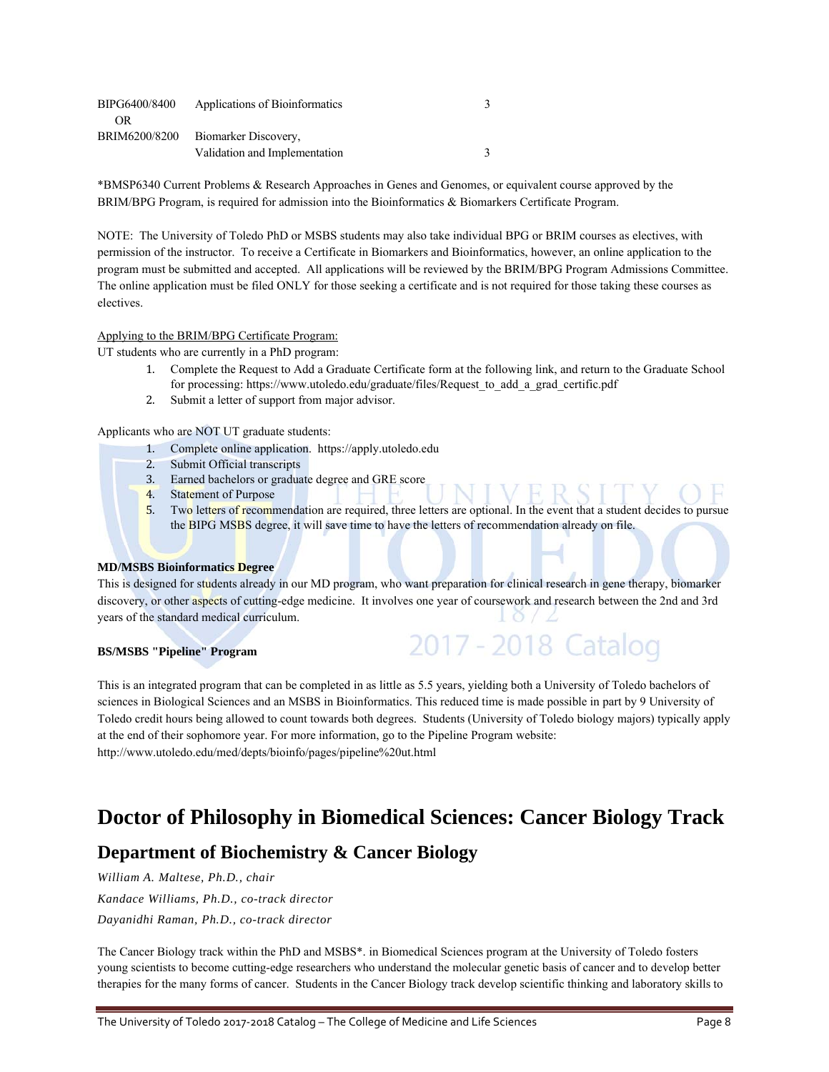| | | |
|---|---|---|
| BIPG6400/8400 | Applications of Bioinformatics | 3 |
| OR | | |
| BRIM6200/8200 | Biomarker Discovery, Validation and Implementation | 3 |

*BMSP6340 Current Problems & Research Approaches in Genes and Genomes, or equivalent course approved by the BRIM/BPG Program, is required for admission into the Bioinformatics & Biomarkers Certificate Program.

NOTE: The University of Toledo PhD or MSBS students may also take individual BPG or BRIM courses as electives, with permission of the instructor. To receive a Certificate in Biomarkers and Bioinformatics, however, an online application to the program must be submitted and accepted. All applications will be reviewed by the BRIM/BPG Program Admissions Committee. The online application must be filed ONLY for those seeking a certificate and is not required for those taking these courses as electives.

Applying to the BRIM/BPG Certificate Program:

UT students who are currently in a PhD program:

1. Complete the Request to Add a Graduate Certificate form at the following link, and return to the Graduate School for processing: https://www.utoledo.edu/graduate/files/Request_to_add_a_grad_certific.pdf
2. Submit a letter of support from major advisor.

Applicants who are NOT UT graduate students:

1. Complete online application. https://apply.utoledo.edu
2. Submit Official transcripts
3. Earned bachelors or graduate degree and GRE score
4. Statement of Purpose
5. Two letters of recommendation are required, three letters are optional. In the event that a student decides to pursue the BIPG MSBS degree, it will save time to have the letters of recommendation already on file.

**MD/MSBS Bioinformatics Degree**

This is designed for students already in our MD program, who want preparation for clinical research in gene therapy, biomarker discovery, or other aspects of cutting-edge medicine. It involves one year of coursework and research between the 2nd and 3rd years of the standard medical curriculum.

**BS/MSBS "Pipeline" Program**

This is an integrated program that can be completed in as little as 5.5 years, yielding both a University of Toledo bachelors of sciences in Biological Sciences and an MSBS in Bioinformatics. This reduced time is made possible in part by 9 University of Toledo credit hours being allowed to count towards both degrees. Students (University of Toledo biology majors) typically apply at the end of their sophomore year. For more information, go to the Pipeline Program website: http://www.utoledo.edu/med/depts/bioinfo/pages/pipeline%20ut.html

# Doctor of Philosophy in Biomedical Sciences: Cancer Biology Track

## Department of Biochemistry & Cancer Biology

*William A. Maltese, Ph.D., chair*

*Kandace Williams, Ph.D., co-track director*

*Dayanidhi Raman, Ph.D., co-track director*

The Cancer Biology track within the PhD and MSBS*. in Biomedical Sciences program at the University of Toledo fosters young scientists to become cutting-edge researchers who understand the molecular genetic basis of cancer and to develop better therapies for the many forms of cancer. Students in the Cancer Biology track develop scientific thinking and laboratory skills to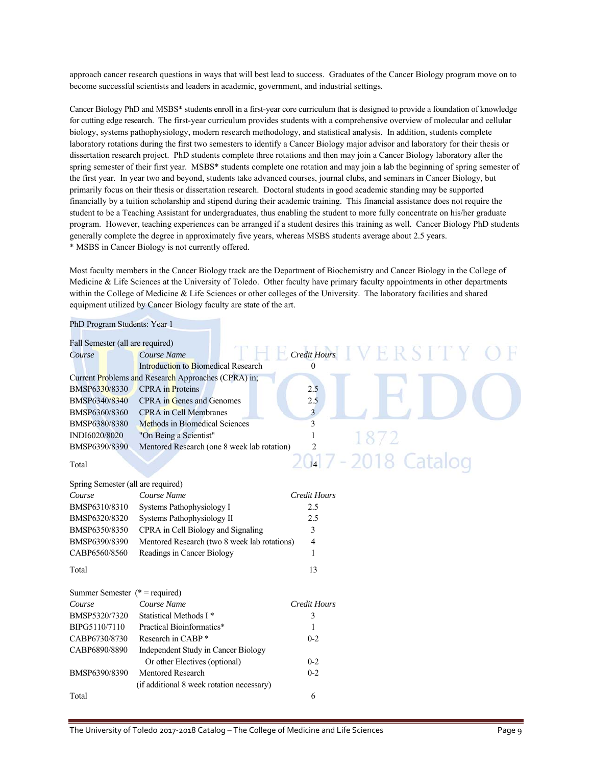approach cancer research questions in ways that will best lead to success. Graduates of the Cancer Biology program move on to become successful scientists and leaders in academic, government, and industrial settings.

Cancer Biology PhD and MSBS* students enroll in a first-year core curriculum that is designed to provide a foundation of knowledge for cutting edge research. The first-year curriculum provides students with a comprehensive overview of molecular and cellular biology, systems pathophysiology, modern research methodology, and statistical analysis. In addition, students complete laboratory rotations during the first two semesters to identify a Cancer Biology major advisor and laboratory for their thesis or dissertation research project. PhD students complete three rotations and then may join a Cancer Biology laboratory after the spring semester of their first year. MSBS* students complete one rotation and may join a lab the beginning of spring semester of the first year. In year two and beyond, students take advanced courses, journal clubs, and seminars in Cancer Biology, but primarily focus on their thesis or dissertation research. Doctoral students in good academic standing may be supported financially by a tuition scholarship and stipend during their academic training. This financial assistance does not require the student to be a Teaching Assistant for undergraduates, thus enabling the student to more fully concentrate on his/her graduate program. However, teaching experiences can be arranged if a student desires this training as well. Cancer Biology PhD students generally complete the degree in approximately five years, whereas MSBS students average about 2.5 years.
* MSBS in Cancer Biology is not currently offered.

Most faculty members in the Cancer Biology track are the Department of Biochemistry and Cancer Biology in the College of Medicine & Life Sciences at the University of Toledo. Other faculty have primary faculty appointments in other departments within the College of Medicine & Life Sciences or other colleges of the University. The laboratory facilities and shared equipment utilized by Cancer Biology faculty are state of the art.

PhD Program Students: Year 1

Fall Semester (all are required)

| *Course* | *Course Name* | *Credit Hours* |
|---|---|---|
| | Introduction to Biomedical Research | 0 |
| Current Problems and Research Approaches (CPRA) in; | | |
| BMSP6330/8330 | CPRA in Proteins | 2.5 |
| BMSP6340/8340 | CPRA in Genes and Genomes | 2.5 |
| BMSP6360/8360 | CPRA in Cell Membranes | 3 |
| BMSP6380/8380 | Methods in Biomedical Sciences | 3 |
| INDI6020/8020 | "On Being a Scientist" | 1 |
| BMSP6390/8390 | Mentored Research (one 8 week lab rotation) | 2 |
| Total | | 14 |

Spring Semester (all are required)

| *Course* | *Course Name* | *Credit Hours* |
|---|---|---|
| BMSP6310/8310 | Systems Pathophysiology I | 2.5 |
| BMSP6320/8320 | Systems Pathophysiology II | 2.5 |
| BMSP6350/8350 | CPRA in Cell Biology and Signaling | 3 |
| BMSP6390/8390 | Mentored Research (two 8 week lab rotations) | 4 |
| CABP6560/8560 | Readings in Cancer Biology | 1 |
| Total | | 13 |

Summer Semester (* = required)

| *Course* | *Course Name* | *Credit Hours* |
|---|---|---|
| BMSP5320/7320 | Statistical Methods I * | 3 |
| BIPG5110/7110 | Practical Bioinformatics* | 1 |
| CABP6730/8730 | Research in CABP * | 0-2 |
| CABP6890/8890 | Independent Study in Cancer Biology Or other Electives (optional) | 0-2 |
| BMSP6390/8390 | Mentored Research (if additional 8 week rotation necessary) | 0-2 |
| Total | | 6 |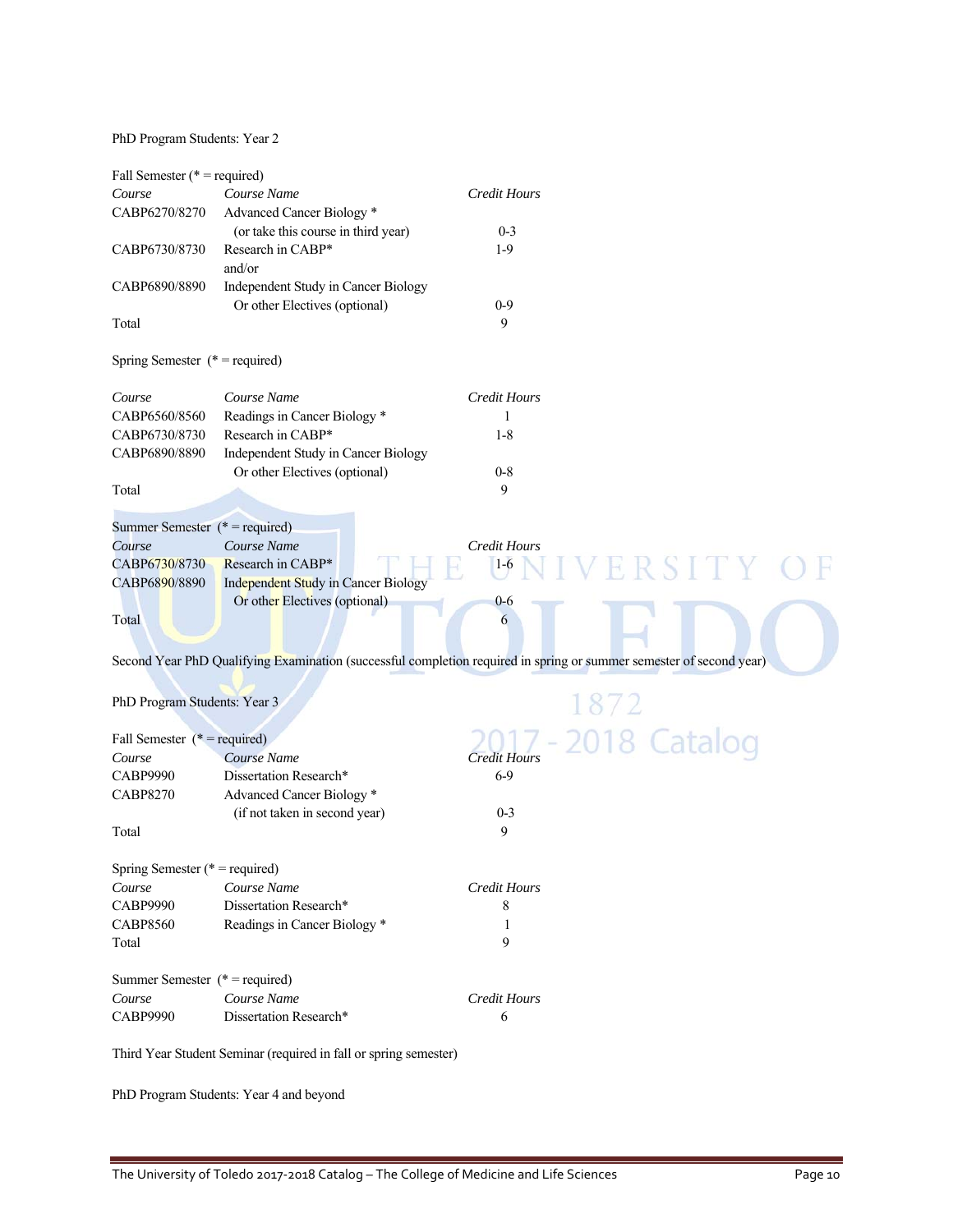PhD Program Students: Year 2

Fall Semester (* = required)

| *Course* | *Course Name* | *Credit Hours* |
|---|---|---|
| CABP6270/8270 | Advanced Cancer Biology * (or take this course in third year) | 0-3 |
| CABP6730/8730 | Research in CABP* and/or | 1-9 |
| CABP6890/8890 | Independent Study in Cancer Biology Or other Electives (optional) | 0-9 |
| Total | | 9 |

Spring Semester (* = required)

| *Course* | *Course Name* | *Credit Hours* |
|---|---|---|
| CABP6560/8560 | Readings in Cancer Biology * | 1 |
| CABP6730/8730 | Research in CABP* | 1-8 |
| CABP6890/8890 | Independent Study in Cancer Biology Or other Electives (optional) | 0-8 |
| Total | | 9 |

Summer Semester (* = required)

| *Course* | *Course Name* | *Credit Hours* |
|---|---|---|
| CABP6730/8730 | Research in CABP* | 1-6 |
| CABP6890/8890 | Independent Study in Cancer Biology Or other Electives (optional) | 0-6 |
| Total | | 6 |

Second Year PhD Qualifying Examination (successful completion required in spring or summer semester of second year)

PhD Program Students: Year 3

Fall Semester (* = required)

| *Course* | *Course Name* | *Credit Hours* |
|---|---|---|
| CABP9990 | Dissertation Research* | 6-9 |
| CABP8270 | Advanced Cancer Biology * (if not taken in second year) | 0-3 |
| Total | | 9 |

Spring Semester (* = required)

| *Course* | *Course Name* | *Credit Hours* |
|---|---|---|
| CABP9990 | Dissertation Research* | 8 |
| CABP8560 | Readings in Cancer Biology * | 1 |
| Total | | 9 |

Summer Semester (* = required)

| *Course* | *Course Name* | *Credit Hours* |
|---|---|---|
| CABP9990 | Dissertation Research* | 6 |

Third Year Student Seminar (required in fall or spring semester)

PhD Program Students: Year 4 and beyond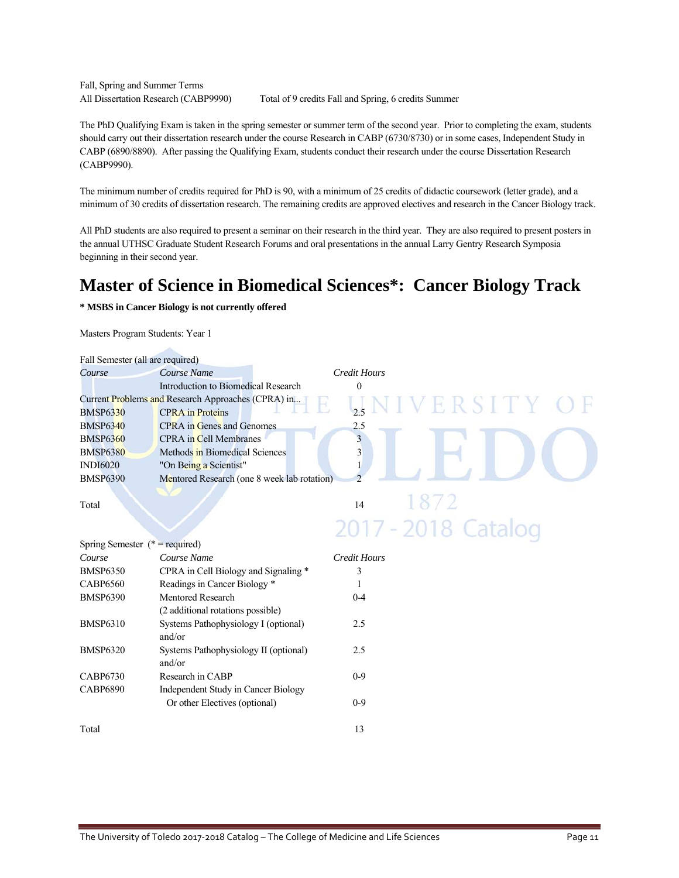Fall, Spring and Summer Terms

All Dissertation Research (CABP9990) Total of 9 credits Fall and Spring, 6 credits Summer

The PhD Qualifying Exam is taken in the spring semester or summer term of the second year. Prior to completing the exam, students should carry out their dissertation research under the course Research in CABP (6730/8730) or in some cases, Independent Study in CABP (6890/8890). After passing the Qualifying Exam, students conduct their research under the course Dissertation Research (CABP9990).

The minimum number of credits required for PhD is 90, with a minimum of 25 credits of didactic coursework (letter grade), and a minimum of 30 credits of dissertation research. The remaining credits are approved electives and research in the Cancer Biology track.

All PhD students are also required to present a seminar on their research in the third year. They are also required to present posters in the annual UTHSC Graduate Student Research Forums and oral presentations in the annual Larry Gentry Research Symposia beginning in their second year.

# Master of Science in Biomedical Sciences*: Cancer Biology Track

**\* MSBS in Cancer Biology is not currently offered**

Masters Program Students: Year 1

Fall Semester (all are required)

| *Course* | *Course Name* | *Credit Hours* |
|---|---|---|
| | Introduction to Biomedical Research | 0 |
| Current Problems and Research Approaches (CPRA) in... | | |
| BMSP6330 | CPRA in Proteins | 2.5 |
| BMSP6340 | CPRA in Genes and Genomes | 2.5 |
| BMSP6360 | CPRA in Cell Membranes | 3 |
| BMSP6380 | Methods in Biomedical Sciences | 3 |
| INDI6020 | "On Being a Scientist" | 1 |
| BMSP6390 | Mentored Research (one 8 week lab rotation) | 2 |
| Total | | 14 |

Spring Semester (* = required)

| *Course* | *Course Name* | *Credit Hours* |
|---|---|---|
| BMSP6350 | CPRA in Cell Biology and Signaling * | 3 |
| CABP6560 | Readings in Cancer Biology * | 1 |
| BMSP6390 | Mentored Research (2 additional rotations possible) | 0-4 |
| BMSP6310 | Systems Pathophysiology I (optional) and/or | 2.5 |
| BMSP6320 | Systems Pathophysiology II (optional) and/or | 2.5 |
| CABP6730 | Research in CABP | 0-9 |
| CABP6890 | Independent Study in Cancer Biology Or other Electives (optional) | 0-9 |
| Total | | 13 |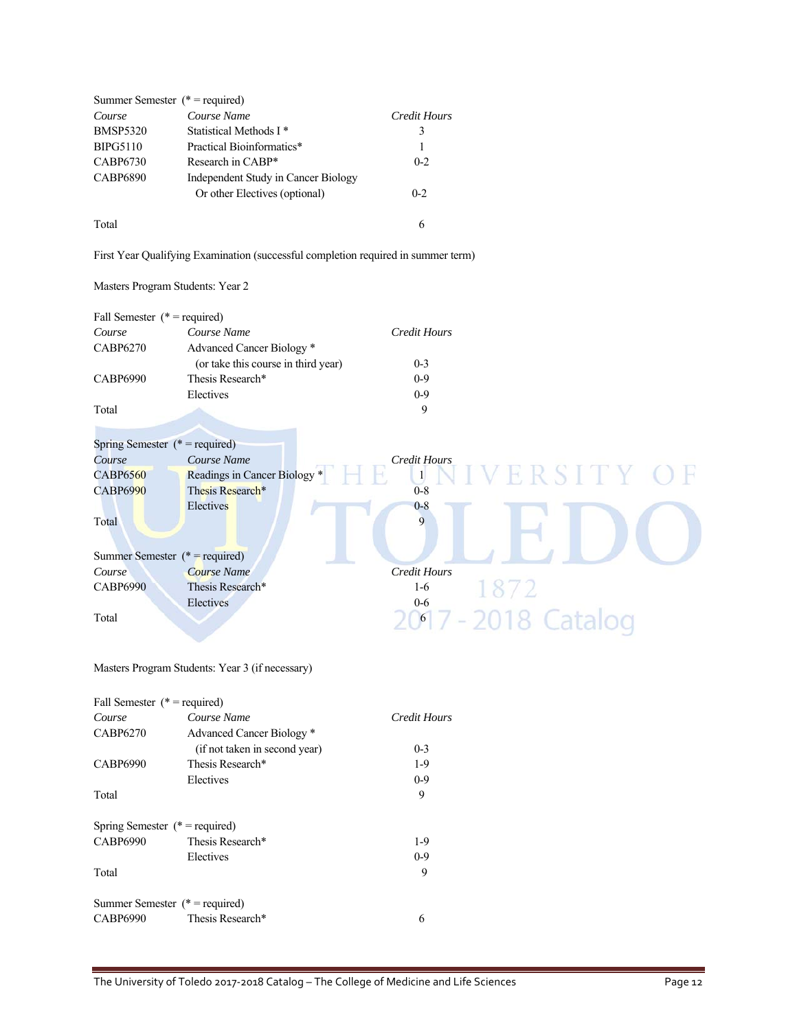Summer Semester (* = required)

| Course | Course Name | Credit Hours |
|---|---|---|
| BMSP5320 | Statistical Methods I * | 3 |
| BIPG5110 | Practical Bioinformatics* | 1 |
| CABP6730 | Research in CABP* | 0-2 |
| CABP6890 | Independent Study in Cancer Biology Or other Electives (optional) | 0-2 |
| Total | | 6 |

First Year Qualifying Examination (successful completion required in summer term)

Masters Program Students: Year 2

Fall Semester (* = required)

| Course | Course Name | Credit Hours |
|---|---|---|
| CABP6270 | Advanced Cancer Biology * (or take this course in third year) | 0-3 |
| CABP6990 | Thesis Research* | 0-9 |
| | Electives | 0-9 |
| Total | | 9 |

Spring Semester (* = required)

| Course | Course Name | Credit Hours |
|---|---|---|
| CABP6560 | Readings in Cancer Biology * | 1 |
| CABP6990 | Thesis Research* | 0-8 |
| | Electives | 0-8 |
| Total | | 9 |

Summer Semester (* = required)

| Course | Course Name | Credit Hours |
|---|---|---|
| CABP6990 | Thesis Research* | 1-6 |
| | Electives | 0-6 |
| Total | | 6 |

Masters Program Students: Year 3 (if necessary)

Fall Semester (* = required)

| Course | Course Name | Credit Hours |
|---|---|---|
| CABP6270 | Advanced Cancer Biology * (if not taken in second year) | 0-3 |
| CABP6990 | Thesis Research* | 1-9 |
| | Electives | 0-9 |
| Total | | 9 |

Spring Semester (* = required)

| Course | Course Name | Credit Hours |
|---|---|---|
| CABP6990 | Thesis Research* | 1-9 |
| | Electives | 0-9 |
| Total | | 9 |

Summer Semester (* = required)

| Course | Course Name | Credit Hours |
|---|---|---|
| CABP6990 | Thesis Research* | 6 |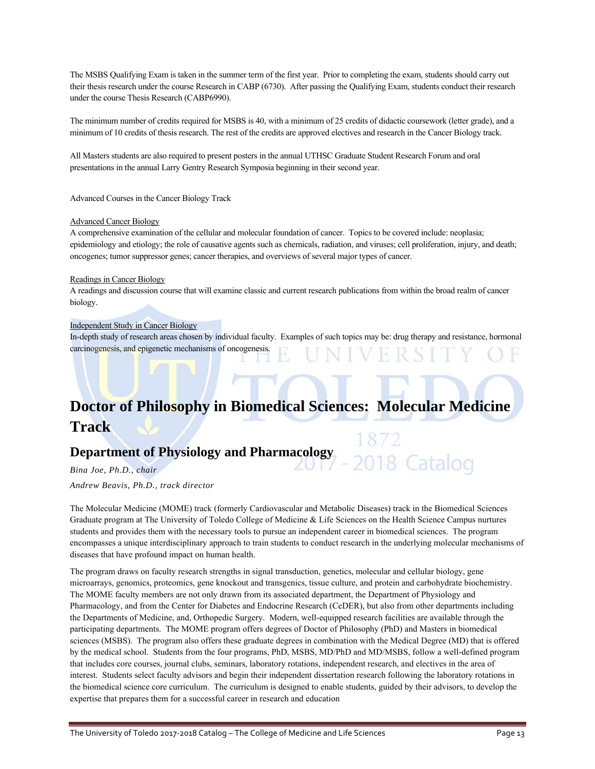The MSBS Qualifying Exam is taken in the summer term of the first year. Prior to completing the exam, students should carry out their thesis research under the course Research in CABP (6730). After passing the Qualifying Exam, students conduct their research under the course Thesis Research (CABP6990).

The minimum number of credits required for MSBS is 40, with a minimum of 25 credits of didactic coursework (letter grade), and a minimum of 10 credits of thesis research. The rest of the credits are approved electives and research in the Cancer Biology track.

All Masters students are also required to present posters in the annual UTHSC Graduate Student Research Forum and oral presentations in the annual Larry Gentry Research Symposia beginning in their second year.

Advanced Courses in the Cancer Biology Track

Advanced Cancer Biology
A comprehensive examination of the cellular and molecular foundation of cancer. Topics to be covered include: neoplasia; epidemiology and etiology; the role of causative agents such as chemicals, radiation, and viruses; cell proliferation, injury, and death; oncogenes; tumor suppressor genes; cancer therapies, and overviews of several major types of cancer.

Readings in Cancer Biology
A readings and discussion course that will examine classic and current research publications from within the broad realm of cancer biology.

Independent Study in Cancer Biology
In-depth study of research areas chosen by individual faculty. Examples of such topics may be: drug therapy and resistance, hormonal carcinogenesis, and epigenetic mechanisms of oncogenesis.

# Doctor of Philosophy in Biomedical Sciences: Molecular Medicine Track

## Department of Physiology and Pharmacology

*Bina Joe, Ph.D., chair*

*Andrew Beavis, Ph.D., track director*

The Molecular Medicine (MOME) track (formerly Cardiovascular and Metabolic Diseases) track in the Biomedical Sciences Graduate program at The University of Toledo College of Medicine & Life Sciences on the Health Science Campus nurtures students and provides them with the necessary tools to pursue an independent career in biomedical sciences. The program encompasses a unique interdisciplinary approach to train students to conduct research in the underlying molecular mechanisms of diseases that have profound impact on human health.

The program draws on faculty research strengths in signal transduction, genetics, molecular and cellular biology, gene microarrays, genomics, proteomics, gene knockout and transgenics, tissue culture, and protein and carbohydrate biochemistry. The MOME faculty members are not only drawn from its associated department, the Department of Physiology and Pharmacology, and from the Center for Diabetes and Endocrine Research (CeDER), but also from other departments including the Departments of Medicine, and, Orthopedic Surgery. Modern, well-equipped research facilities are available through the participating departments. The MOME program offers degrees of Doctor of Philosophy (PhD) and Masters in biomedical sciences (MSBS). The program also offers these graduate degrees in combination with the Medical Degree (MD) that is offered by the medical school. Students from the four programs, PhD, MSBS, MD/PhD and MD/MSBS, follow a well-defined program that includes core courses, journal clubs, seminars, laboratory rotations, independent research, and electives in the area of interest. Students select faculty advisors and begin their independent dissertation research following the laboratory rotations in the biomedical science core curriculum. The curriculum is designed to enable students, guided by their advisors, to develop the expertise that prepares them for a successful career in research and education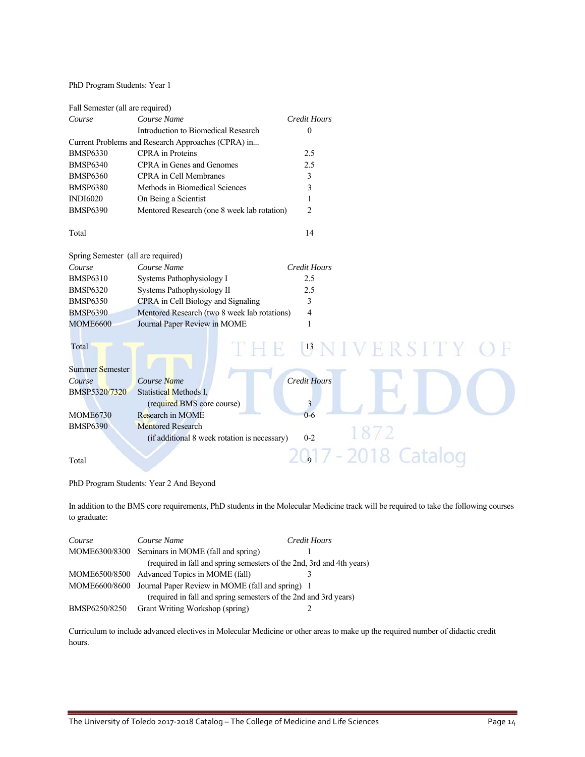PhD Program Students: Year 1

Fall Semester (all are required)

| *Course* | *Course Name* | *Credit Hours* |
|---|---|---|
| | Introduction to Biomedical Research | 0 |
| Current Problems and Research Approaches (CPRA) in... | | |
| BMSP6330 | CPRA in Proteins | 2.5 |
| BMSP6340 | CPRA in Genes and Genomes | 2.5 |
| BMSP6360 | CPRA in Cell Membranes | 3 |
| BMSP6380 | Methods in Biomedical Sciences | 3 |
| INDI6020 | On Being a Scientist | 1 |
| BMSP6390 | Mentored Research (one 8 week lab rotation) | 2 |
| Total | | 14 |

Spring Semester (all are required)

| *Course* | *Course Name* | *Credit Hours* |
|---|---|---|
| BMSP6310 | Systems Pathophysiology I | 2.5 |
| BMSP6320 | Systems Pathophysiology II | 2.5 |
| BMSP6350 | CPRA in Cell Biology and Signaling | 3 |
| BMSP6390 | Mentored Research (two 8 week lab rotations) | 4 |
| MOME6600 | Journal Paper Review in MOME | 1 |
| Total | | 13 |

Summer Semester

| *Course* | *Course Name* | *Credit Hours* |
|---|---|---|
| BMSP5320/7320 | Statistical Methods I, (required BMS core course) | 3 |
| MOME6730 | Research in MOME | 0-6 |
| BMSP6390 | Mentored Research (if additional 8 week rotation is necessary) | 0-2 |
| Total | | 9 |

PhD Program Students: Year 2 And Beyond

In addition to the BMS core requirements, PhD students in the Molecular Medicine track will be required to take the following courses to graduate:

| *Course* | *Course Name* | *Credit Hours* |
|---|---|---|
| MOME6300/8300 | Seminars in MOME (fall and spring) (required in fall and spring semesters of the 2nd, 3rd and 4th years) | 1 |
| MOME6500/8500 | Advanced Topics in MOME (fall) | 3 |
| MOME6600/8600 | Journal Paper Review in MOME (fall and spring) (required in fall and spring semesters of the 2nd and 3rd years) | 1 |
| BMSP6250/8250 | Grant Writing Workshop (spring) | 2 |

Curriculum to include advanced electives in Molecular Medicine or other areas to make up the required number of didactic credit hours.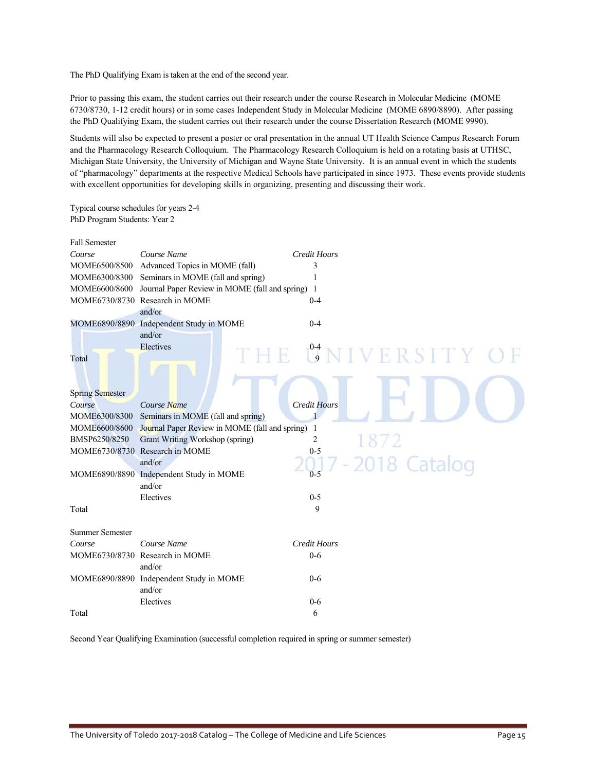The PhD Qualifying Exam is taken at the end of the second year.

Prior to passing this exam, the student carries out their research under the course Research in Molecular Medicine (MOME 6730/8730, 1-12 credit hours) or in some cases Independent Study in Molecular Medicine (MOME 6890/8890). After passing the PhD Qualifying Exam, the student carries out their research under the course Dissertation Research (MOME 9990).

Students will also be expected to present a poster or oral presentation in the annual UT Health Science Campus Research Forum and the Pharmacology Research Colloquium. The Pharmacology Research Colloquium is held on a rotating basis at UTHSC, Michigan State University, the University of Michigan and Wayne State University. It is an annual event in which the students of "pharmacology" departments at the respective Medical Schools have participated in since 1973. These events provide students with excellent opportunities for developing skills in organizing, presenting and discussing their work.

Typical course schedules for years 2-4

PhD Program Students: Year 2

Fall Semester

| *Course* | *Course Name* | *Credit Hours* |
|---|---|---|
| MOME6500/8500 | Advanced Topics in MOME (fall) | 3 |
| MOME6300/8300 | Seminars in MOME (fall and spring) | 1 |
| MOME6600/8600 | Journal Paper Review in MOME (fall and spring) | 1 |
| MOME6730/8730 | Research in MOME<br>and/or | 0-4 |
| MOME6890/8890 | Independent Study in MOME<br>and/or | 0-4 |
| | Electives | 0-4 |
| Total | | 9 |

Spring Semester

| *Course* | *Course Name* | *Credit Hours* |
|---|---|---|
| MOME6300/8300 | Seminars in MOME (fall and spring) | 1 |
| MOME6600/8600 | Journal Paper Review in MOME (fall and spring) | 1 |
| BMSP6250/8250 | Grant Writing Workshop (spring) | 2 |
| MOME6730/8730 | Research in MOME<br>and/or | 0-5 |
| MOME6890/8890 | Independent Study in MOME<br>and/or | 0-5 |
| | Electives | 0-5 |
| Total | | 9 |

Summer Semester

| *Course* | *Course Name* | *Credit Hours* |
|---|---|---|
| MOME6730/8730 | Research in MOME<br>and/or | 0-6 |
| MOME6890/8890 | Independent Study in MOME<br>and/or | 0-6 |
| | Electives | 0-6 |
| Total | | 6 |

Second Year Qualifying Examination (successful completion required in spring or summer semester)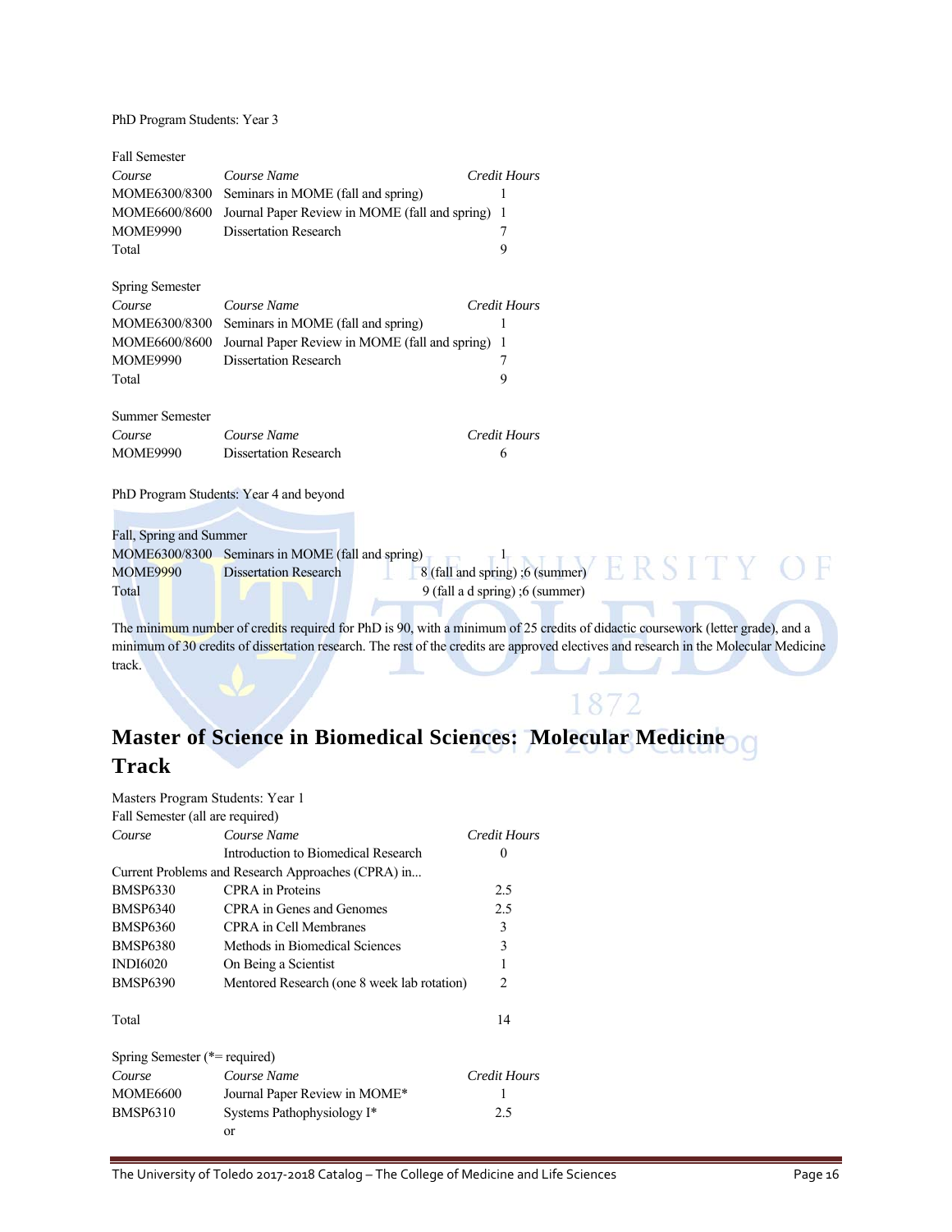PhD Program Students: Year 3

Fall Semester

| *Course* | *Course Name* | *Credit Hours* |
|---|---|---|
| MOME6300/8300 | Seminars in MOME (fall and spring) | 1 |
| MOME6600/8600 | Journal Paper Review in MOME (fall and spring) | 1 |
| MOME9990 | Dissertation Research | 7 |
| Total | | 9 |

Spring Semester

| *Course* | *Course Name* | *Credit Hours* |
|---|---|---|
| MOME6300/8300 | Seminars in MOME (fall and spring) | 1 |
| MOME6600/8600 | Journal Paper Review in MOME (fall and spring) | 1 |
| MOME9990 | Dissertation Research | 7 |
| Total | | 9 |

Summer Semester

| *Course* | *Course Name* | *Credit Hours* |
|---|---|---|
| MOME9990 | Dissertation Research | 6 |

PhD Program Students: Year 4 and beyond

Fall, Spring and Summer

| | | |
|---|---|---|
| MOME6300/8300 | Seminars in MOME (fall and spring) | 1 |
| MOME9990 | Dissertation Research | 8 (fall and spring) ;6 (summer) |
| Total | | 9 (fall a d spring) ;6 (summer) |

The minimum number of credits required for PhD is 90, with a minimum of 25 credits of didactic coursework (letter grade), and a minimum of 30 credits of dissertation research. The rest of the credits are approved electives and research in the Molecular Medicine track.

## Master of Science in Biomedical Sciences: Molecular Medicine Track

Masters Program Students: Year 1

Fall Semester (all are required)

| *Course* | *Course Name* | *Credit Hours* |
|---|---|---|
| | Introduction to Biomedical Research | 0 |
| Current Problems and Research Approaches (CPRA) in... | | |
| BMSP6330 | CPRA in Proteins | 2.5 |
| BMSP6340 | CPRA in Genes and Genomes | 2.5 |
| BMSP6360 | CPRA in Cell Membranes | 3 |
| BMSP6380 | Methods in Biomedical Sciences | 3 |
| INDI6020 | On Being a Scientist | 1 |
| BMSP6390 | Mentored Research (one 8 week lab rotation) | 2 |
| Total | | 14 |

Spring Semester (*= required)

| *Course* | *Course Name* | *Credit Hours* |
|---|---|---|
| MOME6600 | Journal Paper Review in MOME* | 1 |
| BMSP6310 | Systems Pathophysiology I* | 2.5 |
| | or | |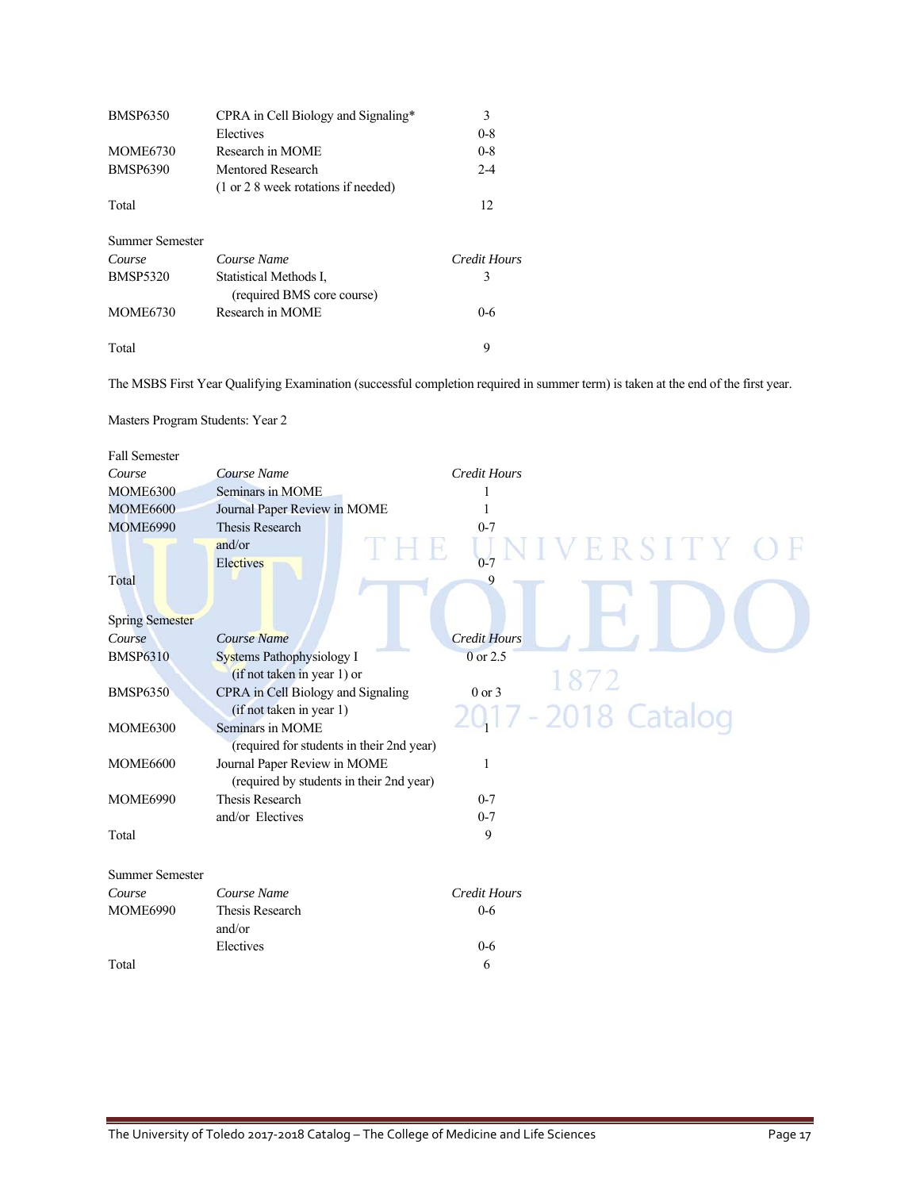| | | |
|---|---|---|
| BMSP6350 | CPRA in Cell Biology and Signaling* | 3 |
| | Electives | 0-8 |
| MOME6730 | Research in MOME | 0-8 |
| BMSP6390 | Mentored Research (1 or 2 8 week rotations if needed) | 2-4 |
| Total | | 12 |

Summer Semester

| *Course* | *Course Name* | *Credit Hours* |
|---|---|---|
| BMSP5320 | Statistical Methods I, (required BMS core course) | 3 |
| MOME6730 | Research in MOME | 0-6 |
| Total | | 9 |

The MSBS First Year Qualifying Examination (successful completion required in summer term) is taken at the end of the first year.

Masters Program Students: Year 2

Fall Semester

| *Course* | *Course Name* | *Credit Hours* |
|---|---|---|
| MOME6300 | Seminars in MOME | 1 |
| MOME6600 | Journal Paper Review in MOME | 1 |
| MOME6990 | Thesis Research | 0-7 |
| | and/or | |
| | Electives | 0-7 |
| Total | | 9 |

Spring Semester

| *Course* | *Course Name* | *Credit Hours* |
|---|---|---|
| BMSP6310 | Systems Pathophysiology I (if not taken in year 1) or | 0 or 2.5 |
| BMSP6350 | CPRA in Cell Biology and Signaling (if not taken in year 1) | 0 or 3 |
| MOME6300 | Seminars in MOME (required for students in their 2nd year) | 1 |
| MOME6600 | Journal Paper Review in MOME (required by students in their 2nd year) | 1 |
| MOME6990 | Thesis Research | 0-7 |
| | and/or Electives | 0-7 |
| Total | | 9 |

Summer Semester

| *Course* | *Course Name* | *Credit Hours* |
|---|---|---|
| MOME6990 | Thesis Research | 0-6 |
| | and/or | |
| | Electives | 0-6 |
| Total | | 6 |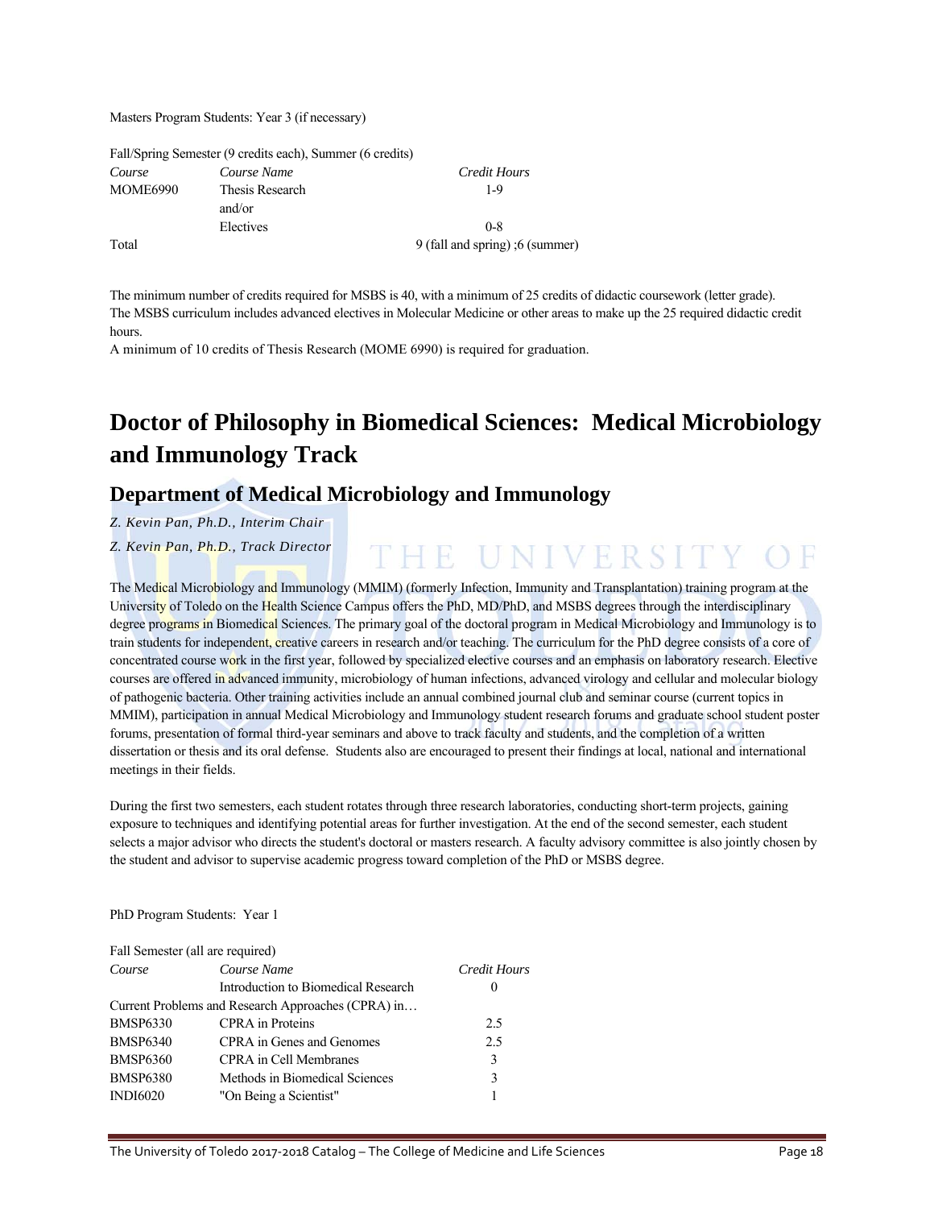Masters Program Students: Year 3 (if necessary)

Fall/Spring Semester (9 credits each), Summer (6 credits)

| *Course* | *Course Name* | *Credit Hours* |
|---|---|---|
| MOME6990 | Thesis Research | 1-9 |
| | and/or | |
| | Electives | 0-8 |
| Total | | 9 (fall and spring) ;6 (summer) |

The minimum number of credits required for MSBS is 40, with a minimum of 25 credits of didactic coursework (letter grade). The MSBS curriculum includes advanced electives in Molecular Medicine or other areas to make up the 25 required didactic credit hours.
A minimum of 10 credits of Thesis Research (MOME 6990) is required for graduation.

# Doctor of Philosophy in Biomedical Sciences: Medical Microbiology and Immunology Track

## Department of Medical Microbiology and Immunology

*Z. Kevin Pan, Ph.D., Interim Chair*

*Z. Kevin Pan, Ph.D., Track Director*

The Medical Microbiology and Immunology (MMIM) (formerly Infection, Immunity and Transplantation) training program at the University of Toledo on the Health Science Campus offers the PhD, MD/PhD, and MSBS degrees through the interdisciplinary degree programs in Biomedical Sciences. The primary goal of the doctoral program in Medical Microbiology and Immunology is to train students for independent, creative careers in research and/or teaching. The curriculum for the PhD degree consists of a core of concentrated course work in the first year, followed by specialized elective courses and an emphasis on laboratory research. Elective courses are offered in advanced immunity, microbiology of human infections, advanced virology and cellular and molecular biology of pathogenic bacteria. Other training activities include an annual combined journal club and seminar course (current topics in MMIM), participation in annual Medical Microbiology and Immunology student research forums and graduate school student poster forums, presentation of formal third-year seminars and above to track faculty and students, and the completion of a written dissertation or thesis and its oral defense. Students also are encouraged to present their findings at local, national and international meetings in their fields.

During the first two semesters, each student rotates through three research laboratories, conducting short-term projects, gaining exposure to techniques and identifying potential areas for further investigation. At the end of the second semester, each student selects a major advisor who directs the student's doctoral or masters research. A faculty advisory committee is also jointly chosen by the student and advisor to supervise academic progress toward completion of the PhD or MSBS degree.

PhD Program Students: Year 1

Fall Semester (all are required)

| *Course* | *Course Name* | *Credit Hours* |
|---|---|---|
| | Introduction to Biomedical Research | 0 |
| Current Problems and Research Approaches (CPRA) in… | | |
| BMSP6330 | CPRA in Proteins | 2.5 |
| BMSP6340 | CPRA in Genes and Genomes | 2.5 |
| BMSP6360 | CPRA in Cell Membranes | 3 |
| BMSP6380 | Methods in Biomedical Sciences | 3 |
| INDI6020 | "On Being a Scientist" | 1 |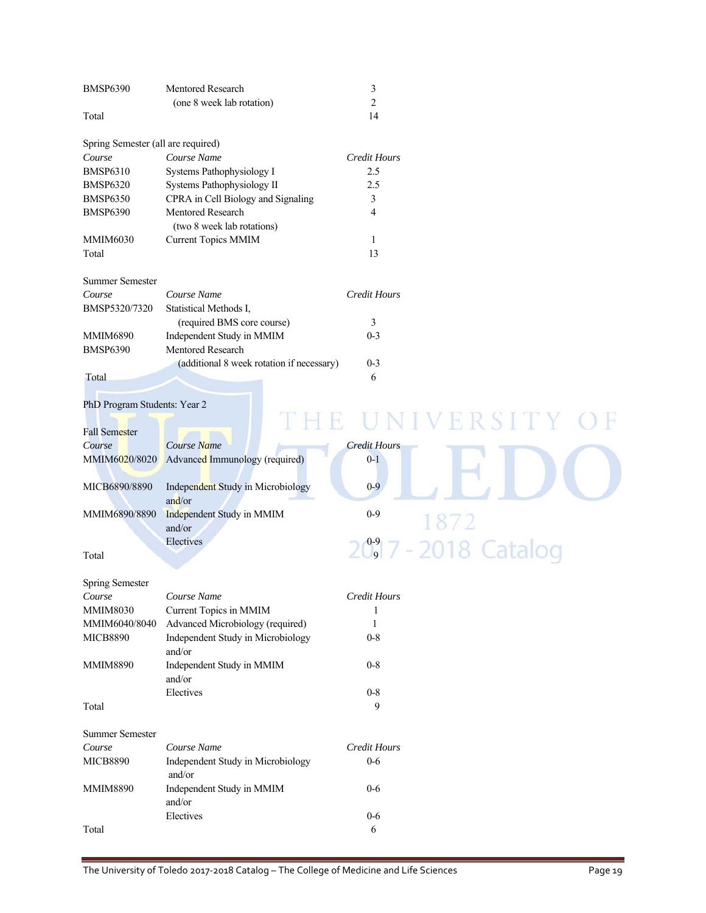| | | |
|---|---|---|
| BMSP6390 | Mentored Research | 3 |
| | (one 8 week lab rotation) | 2 |
| Total | | 14 |

Spring Semester (all are required)

| *Course* | *Course Name* | *Credit Hours* |
|---|---|---|
| BMSP6310 | Systems Pathophysiology I | 2.5 |
| BMSP6320 | Systems Pathophysiology II | 2.5 |
| BMSP6350 | CPRA in Cell Biology and Signaling | 3 |
| BMSP6390 | Mentored Research (two 8 week lab rotations) | 4 |
| MMIM6030 | Current Topics MMIM | 1 |
| Total | | 13 |

Summer Semester

| *Course* | *Course Name* | *Credit Hours* |
|---|---|---|
| BMSP5320/7320 | Statistical Methods I, (required BMS core course) | 3 |
| MMIM6890 | Independent Study in MMIM | 0-3 |
| BMSP6390 | Mentored Research (additional 8 week rotation if necessary) | 0-3 |
| Total | | 6 |

PhD Program Students: Year 2

Fall Semester

| *Course* | *Course Name* | *Credit Hours* |
|---|---|---|
| MMIM6020/8020 | Advanced Immunology (required) | 0-1 |
| MICB6890/8890 | Independent Study in Microbiology and/or | 0-9 |
| MMIM6890/8890 | Independent Study in MMIM and/or | 0-9 |
| | Electives | 0-9 |
| Total | | 9 |

Spring Semester

| *Course* | *Course Name* | *Credit Hours* |
|---|---|---|
| MMIM8030 | Current Topics in MMIM | 1 |
| MMIM6040/8040 | Advanced Microbiology (required) | 1 |
| MICB8890 | Independent Study in Microbiology and/or | 0-8 |
| MMIM8890 | Independent Study in MMIM and/or | 0-8 |
| | Electives | 0-8 |
| Total | | 9 |

Summer Semester

| *Course* | *Course Name* | *Credit Hours* |
|---|---|---|
| MICB8890 | Independent Study in Microbiology and/or | 0-6 |
| MMIM8890 | Independent Study in MMIM and/or | 0-6 |
| | Electives | 0-6 |
| Total | | 6 |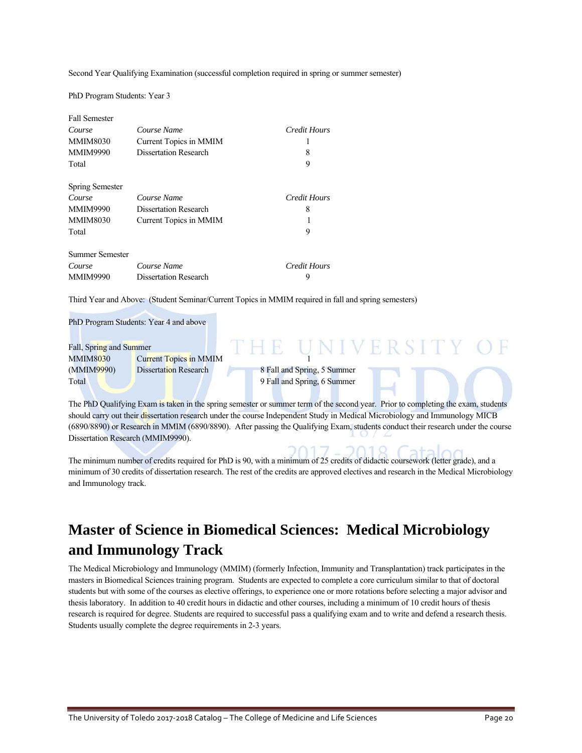Second Year Qualifying Examination (successful completion required in spring or summer semester)

PhD Program Students: Year 3

Fall Semester

| *Course* | *Course Name* | *Credit Hours* |
|---|---|---|
| MMIM8030 | Current Topics in MMIM | 1 |
| MMIM9990 | Dissertation Research | 8 |
| Total | | 9 |

Spring Semester

| *Course* | *Course Name* | *Credit Hours* |
|---|---|---|
| MMIM9990 | Dissertation Research | 8 |
| MMIM8030 | Current Topics in MMIM | 1 |
| Total | | 9 |

Summer Semester

| *Course* | *Course Name* | *Credit Hours* |
|---|---|---|
| MMIM9990 | Dissertation Research | 9 |

Third Year and Above: (Student Seminar/Current Topics in MMIM required in fall and spring semesters)

PhD Program Students: Year 4 and above

Fall, Spring and Summer

| | | |
|---|---|---|
| MMIM8030 | Current Topics in MMIM | 1 |
| (MMIM9990) | Dissertation Research | 8 Fall and Spring, 5 Summer |
| Total | | 9 Fall and Spring, 6 Summer |

The PhD Qualifying Exam is taken in the spring semester or summer term of the second year. Prior to completing the exam, students should carry out their dissertation research under the course Independent Study in Medical Microbiology and Immunology MICB (6890/8890) or Research in MMIM (6890/8890). After passing the Qualifying Exam, students conduct their research under the course Dissertation Research (MMIM9990).

The minimum number of credits required for PhD is 90, with a minimum of 25 credits of didactic coursework (letter grade), and a minimum of 30 credits of dissertation research. The rest of the credits are approved electives and research in the Medical Microbiology and Immunology track.

# Master of Science in Biomedical Sciences: Medical Microbiology and Immunology Track

The Medical Microbiology and Immunology (MMIM) (formerly Infection, Immunity and Transplantation) track participates in the masters in Biomedical Sciences training program. Students are expected to complete a core curriculum similar to that of doctoral students but with some of the courses as elective offerings, to experience one or more rotations before selecting a major advisor and thesis laboratory. In addition to 40 credit hours in didactic and other courses, including a minimum of 10 credit hours of thesis research is required for degree. Students are required to successful pass a qualifying exam and to write and defend a research thesis. Students usually complete the degree requirements in 2-3 years.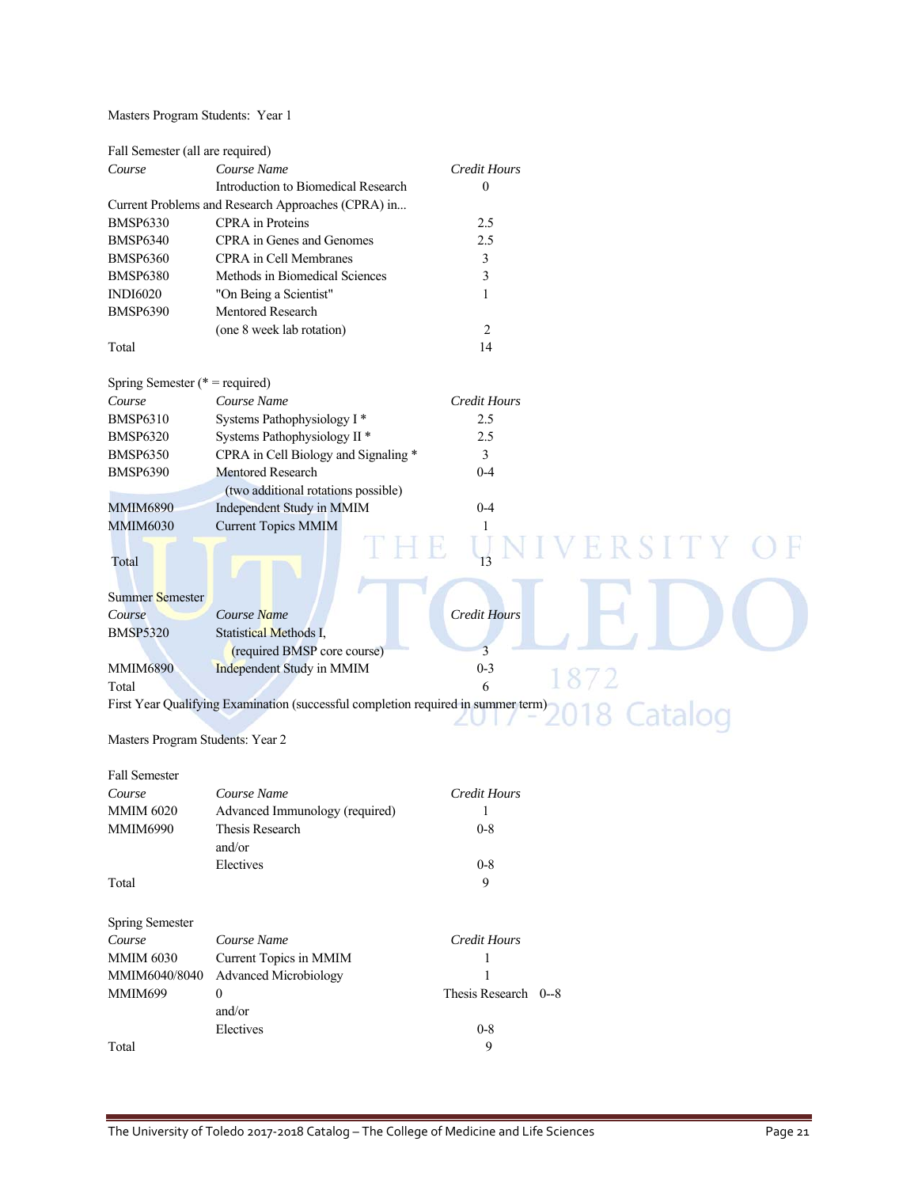Masters Program Students: Year 1

Fall Semester (all are required)

| *Course* | *Course Name* | *Credit Hours* |
|---|---|---|
| | Introduction to Biomedical Research | 0 |
| Current Problems and Research Approaches (CPRA) in... | | |
| BMSP6330 | CPRA in Proteins | 2.5 |
| BMSP6340 | CPRA in Genes and Genomes | 2.5 |
| BMSP6360 | CPRA in Cell Membranes | 3 |
| BMSP6380 | Methods in Biomedical Sciences | 3 |
| INDI6020 | "On Being a Scientist" | 1 |
| BMSP6390 | Mentored Research (one 8 week lab rotation) | 2 |
| Total | | 14 |

Spring Semester (* = required)

| *Course* | *Course Name* | *Credit Hours* |
|---|---|---|
| BMSP6310 | Systems Pathophysiology I * | 2.5 |
| BMSP6320 | Systems Pathophysiology II * | 2.5 |
| BMSP6350 | CPRA in Cell Biology and Signaling * | 3 |
| BMSP6390 | Mentored Research (two additional rotations possible) | 0-4 |
| MMIM6890 | Independent Study in MMIM | 0-4 |
| MMIM6030 | Current Topics MMIM | 1 |
| Total | | 13 |

Summer Semester

| *Course* | *Course Name* | *Credit Hours* |
|---|---|---|
| BMSP5320 | Statistical Methods I, (required BMSP core course) | 3 |
| MMIM6890 | Independent Study in MMIM | 0-3 |
| Total | | 6 |

First Year Qualifying Examination (successful completion required in summer term)

Masters Program Students: Year 2

Fall Semester

| *Course* | *Course Name* | *Credit Hours* |
|---|---|---|
| MMIM 6020 | Advanced Immunology (required) | 1 |
| MMIM6990 | Thesis Research | 0-8 |
| | and/or | |
| | Electives | 0-8 |
| Total | | 9 |

Spring Semester

| *Course* | *Course Name* | *Credit Hours* |
|---|---|---|
| MMIM 6030 | Current Topics in MMIM | 1 |
| MMIM6040/8040 | Advanced Microbiology | 1 |
| MMIM699 | 0 | Thesis Research 0--8 |
| | and/or | |
| | Electives | 0-8 |
| Total | | 9 |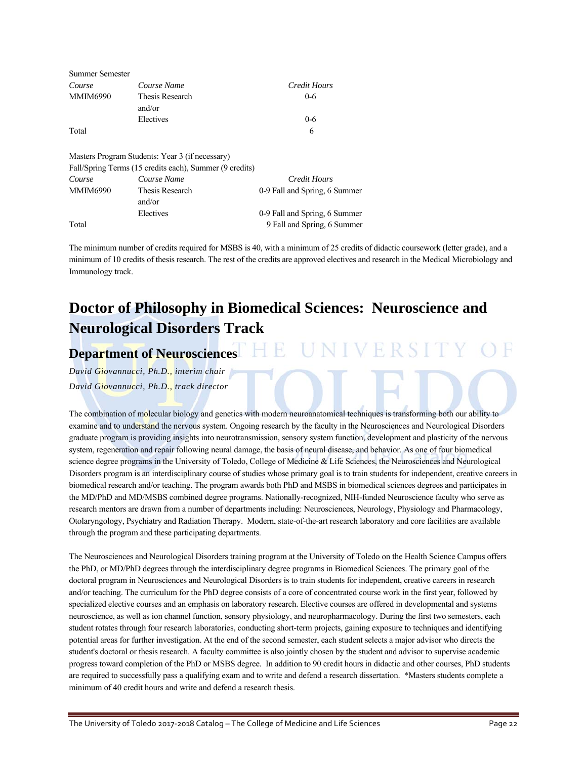Summer Semester

| Course | Course Name | Credit Hours |
|---|---|---|
| MMIM6990 | Thesis Research | 0-6 |
| | and/or | |
| | Electives | 0-6 |
| Total | | 6 |

Masters Program Students: Year 3 (if necessary)
Fall/Spring Terms (15 credits each), Summer (9 credits)

| Course | Course Name | Credit Hours |
|---|---|---|
| MMIM6990 | Thesis Research | 0-9 Fall and Spring, 6 Summer |
| | and/or | |
| | Electives | 0-9 Fall and Spring, 6 Summer |
| Total | | 9 Fall and Spring, 6 Summer |

The minimum number of credits required for MSBS is 40, with a minimum of 25 credits of didactic coursework (letter grade), and a minimum of 10 credits of thesis research. The rest of the credits are approved electives and research in the Medical Microbiology and Immunology track.

# Doctor of Philosophy in Biomedical Sciences: Neuroscience and Neurological Disorders Track

## Department of Neurosciences

*David Giovannucci, Ph.D., interim chair*
*David Giovannucci, Ph.D., track director*

The combination of molecular biology and genetics with modern neuroanatomical techniques is transforming both our ability to examine and to understand the nervous system. Ongoing research by the faculty in the Neurosciences and Neurological Disorders graduate program is providing insights into neurotransmission, sensory system function, development and plasticity of the nervous system, regeneration and repair following neural damage, the basis of neural disease, and behavior. As one of four biomedical science degree programs in the University of Toledo, College of Medicine & Life Sciences, the Neurosciences and Neurological Disorders program is an interdisciplinary course of studies whose primary goal is to train students for independent, creative careers in biomedical research and/or teaching. The program awards both PhD and MSBS in biomedical sciences degrees and participates in the MD/PhD and MD/MSBS combined degree programs. Nationally-recognized, NIH-funded Neuroscience faculty who serve as research mentors are drawn from a number of departments including: Neurosciences, Neurology, Physiology and Pharmacology, Otolaryngology, Psychiatry and Radiation Therapy. Modern, state-of-the-art research laboratory and core facilities are available through the program and these participating departments.

The Neurosciences and Neurological Disorders training program at the University of Toledo on the Health Science Campus offers the PhD, or MD/PhD degrees through the interdisciplinary degree programs in Biomedical Sciences. The primary goal of the doctoral program in Neurosciences and Neurological Disorders is to train students for independent, creative careers in research and/or teaching. The curriculum for the PhD degree consists of a core of concentrated course work in the first year, followed by specialized elective courses and an emphasis on laboratory research. Elective courses are offered in developmental and systems neuroscience, as well as ion channel function, sensory physiology, and neuropharmacology. During the first two semesters, each student rotates through four research laboratories, conducting short-term projects, gaining exposure to techniques and identifying potential areas for further investigation. At the end of the second semester, each student selects a major advisor who directs the student's doctoral or thesis research. A faculty committee is also jointly chosen by the student and advisor to supervise academic progress toward completion of the PhD or MSBS degree. In addition to 90 credit hours in didactic and other courses, PhD students are required to successfully pass a qualifying exam and to write and defend a research dissertation. *Masters students complete a minimum of 40 credit hours and write and defend a research thesis.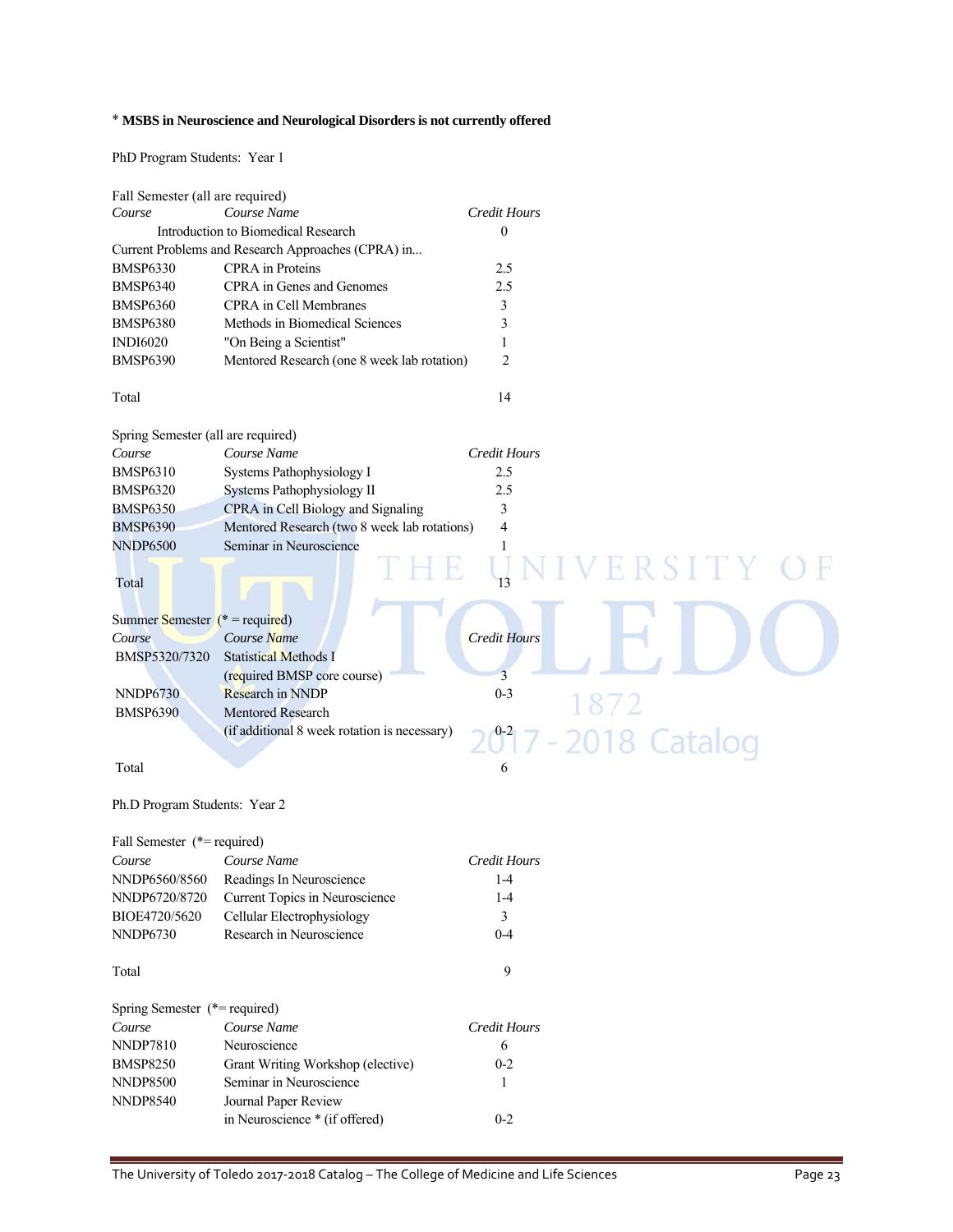* **MSBS in Neuroscience and Neurological Disorders is not currently offered**

PhD Program Students: Year 1

Fall Semester (all are required)

| *Course* | *Course Name* | *Credit Hours* |
|---|---|---|
| | Introduction to Biomedical Research | 0 |
| Current Problems and Research Approaches (CPRA) in... | | |
| BMSP6330 | CPRA in Proteins | 2.5 |
| BMSP6340 | CPRA in Genes and Genomes | 2.5 |
| BMSP6360 | CPRA in Cell Membranes | 3 |
| BMSP6380 | Methods in Biomedical Sciences | 3 |
| INDI6020 | "On Being a Scientist" | 1 |
| BMSP6390 | Mentored Research (one 8 week lab rotation) | 2 |
| Total | | 14 |

Spring Semester (all are required)

| *Course* | *Course Name* | *Credit Hours* |
|---|---|---|
| BMSP6310 | Systems Pathophysiology I | 2.5 |
| BMSP6320 | Systems Pathophysiology II | 2.5 |
| BMSP6350 | CPRA in Cell Biology and Signaling | 3 |
| BMSP6390 | Mentored Research (two 8 week lab rotations) | 4 |
| NNDP6500 | Seminar in Neuroscience | 1 |
| Total | | 13 |

Summer Semester (* = required)

| *Course* | *Course Name* | *Credit Hours* |
|---|---|---|
| BMSP5320/7320 | Statistical Methods I (required BMSP core course) | 3 |
| NNDP6730 | Research in NNDP | 0-3 |
| BMSP6390 | Mentored Research (if additional 8 week rotation is necessary) | 0-2 |
| Total | | 6 |

Ph.D Program Students: Year 2

Fall Semester (*= required)

| *Course* | *Course Name* | *Credit Hours* |
|---|---|---|
| NNDP6560/8560 | Readings In Neuroscience | 1-4 |
| NNDP6720/8720 | Current Topics in Neuroscience | 1-4 |
| BIOE4720/5620 | Cellular Electrophysiology | 3 |
| NNDP6730 | Research in Neuroscience | 0-4 |
| Total | | 9 |

Spring Semester (*= required)

| *Course* | *Course Name* | *Credit Hours* |
|---|---|---|
| NNDP7810 | Neuroscience | 6 |
| BMSP8250 | Grant Writing Workshop (elective) | 0-2 |
| NNDP8500 | Seminar in Neuroscience | 1 |
| NNDP8540 | Journal Paper Review in Neuroscience * (if offered) | 0-2 |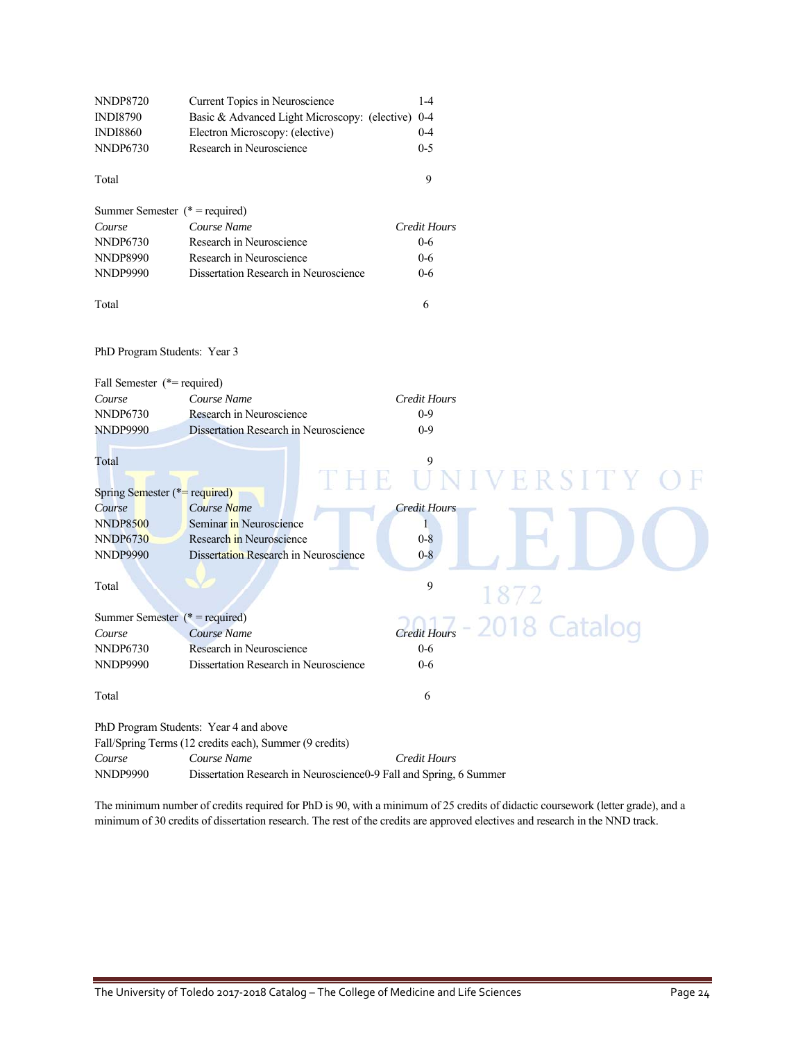| Course | Course Name | Credit Hours |
|---|---|---|
| NNDP8720 | Current Topics in Neuroscience | 1-4 |
| INDI8790 | Basic & Advanced Light Microscopy: (elective) | 0-4 |
| INDI8860 | Electron Microscopy: (elective) | 0-4 |
| NNDP6730 | Research in Neuroscience | 0-5 |
| Total | | 9 |

Summer Semester (* = required)

| *Course* | *Course Name* | *Credit Hours* |
|---|---|---|
| NNDP6730 | Research in Neuroscience | 0-6 |
| NNDP8990 | Research in Neuroscience | 0-6 |
| NNDP9990 | Dissertation Research in Neuroscience | 0-6 |
| Total | | 6 |

PhD Program Students: Year 3

Fall Semester (*= required)

| *Course* | *Course Name* | *Credit Hours* |
|---|---|---|
| NNDP6730 | Research in Neuroscience | 0-9 |
| NNDP9990 | Dissertation Research in Neuroscience | 0-9 |
| Total | | 9 |

Spring Semester (*= required)

| *Course* | *Course Name* | *Credit Hours* |
|---|---|---|
| NNDP8500 | Seminar in Neuroscience | 1 |
| NNDP6730 | Research in Neuroscience | 0-8 |
| NNDP9990 | Dissertation Research in Neuroscience | 0-8 |
| Total | | 9 |

Summer Semester (* = required)

| *Course* | *Course Name* | *Credit Hours* |
|---|---|---|
| NNDP6730 | Research in Neuroscience | 0-6 |
| NNDP9990 | Dissertation Research in Neuroscience | 0-6 |
| Total | | 6 |

PhD Program Students: Year 4 and above

Fall/Spring Terms (12 credits each), Summer (9 credits)

| *Course* | *Course Name* | *Credit Hours* |
|---|---|---|
| NNDP9990 | Dissertation Research in Neuroscience | 0-9 Fall and Spring, 6 Summer |

The minimum number of credits required for PhD is 90, with a minimum of 25 credits of didactic coursework (letter grade), and a minimum of 30 credits of dissertation research. The rest of the credits are approved electives and research in the NND track.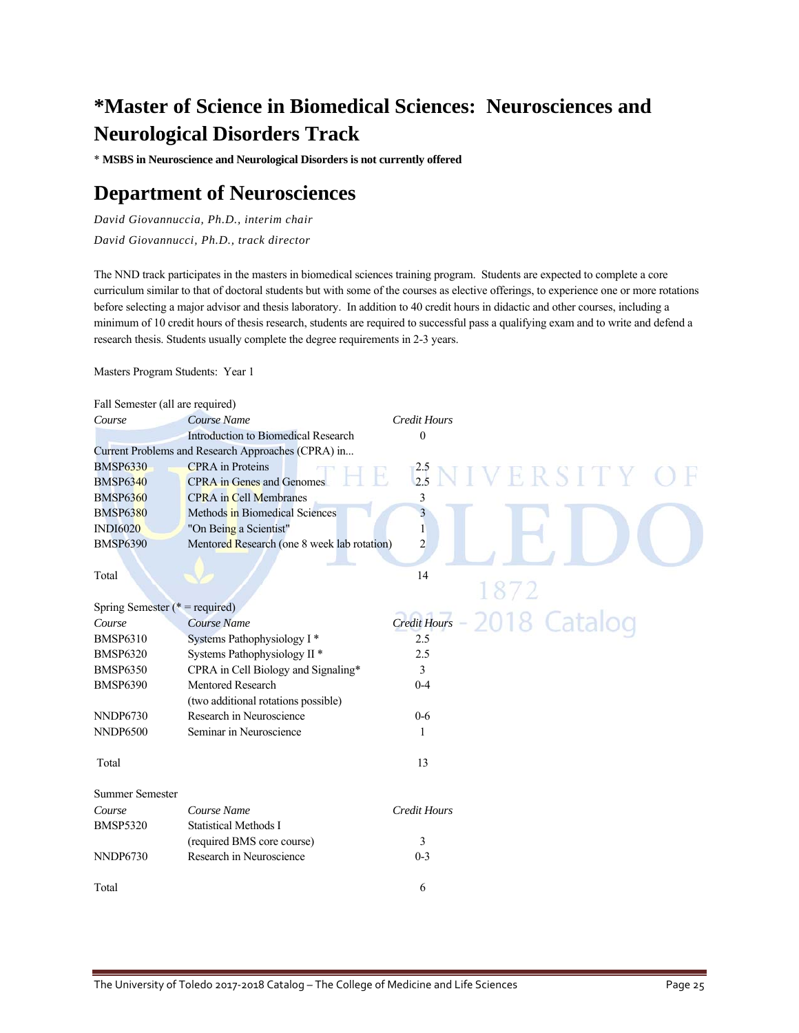# *Master of Science in Biomedical Sciences: Neurosciences and Neurological Disorders Track

* **MSBS in Neuroscience and Neurological Disorders is not currently offered**

# Department of Neurosciences

*David Giovannuccia, Ph.D., interim chair*

*David Giovannucci, Ph.D., track director*

The NND track participates in the masters in biomedical sciences training program. Students are expected to complete a core curriculum similar to that of doctoral students but with some of the courses as elective offerings, to experience one or more rotations before selecting a major advisor and thesis laboratory. In addition to 40 credit hours in didactic and other courses, including a minimum of 10 credit hours of thesis research, students are required to successful pass a qualifying exam and to write and defend a research thesis. Students usually complete the degree requirements in 2-3 years.

Masters Program Students: Year 1

Fall Semester (all are required)

| *Course* | *Course Name* | *Credit Hours* |
|---|---|---|
| | Introduction to Biomedical Research | 0 |
| Current Problems and Research Approaches (CPRA) in... | | |
| BMSP6330 | CPRA in Proteins | 2.5 |
| BMSP6340 | CPRA in Genes and Genomes | 2.5 |
| BMSP6360 | CPRA in Cell Membranes | 3 |
| BMSP6380 | Methods in Biomedical Sciences | 3 |
| INDI6020 | "On Being a Scientist" | 1 |
| BMSP6390 | Mentored Research (one 8 week lab rotation) | 2 |
| Total | | 14 |

Spring Semester (* = required)

| *Course* | *Course Name* | *Credit Hours* |
|---|---|---|
| BMSP6310 | Systems Pathophysiology I * | 2.5 |
| BMSP6320 | Systems Pathophysiology II * | 2.5 |
| BMSP6350 | CPRA in Cell Biology and Signaling* | 3 |
| BMSP6390 | Mentored Research (two additional rotations possible) | 0-4 |
| NNDP6730 | Research in Neuroscience | 0-6 |
| NNDP6500 | Seminar in Neuroscience | 1 |
| Total | | 13 |

Summer Semester

| *Course* | *Course Name* | *Credit Hours* |
|---|---|---|
| BMSP5320 | Statistical Methods I (required BMS core course) | 3 |
| NNDP6730 | Research in Neuroscience | 0-3 |
| Total | | 6 |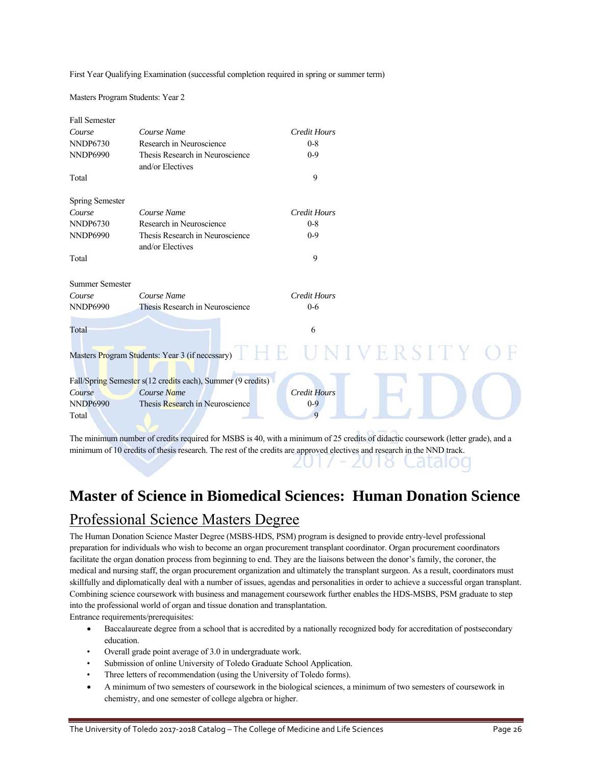First Year Qualifying Examination (successful completion required in spring or summer term)

Masters Program Students: Year 2

Fall Semester

| *Course* | *Course Name* | *Credit Hours* |
|---|---|---|
| NNDP6730 | Research in Neuroscience | 0-8 |
| NNDP6990 | Thesis Research in Neuroscience and/or Electives | 0-9 |
| Total | | 9 |

Spring Semester

| *Course* | *Course Name* | *Credit Hours* |
|---|---|---|
| NNDP6730 | Research in Neuroscience | 0-8 |
| NNDP6990 | Thesis Research in Neuroscience and/or Electives | 0-9 |
| Total | | 9 |

Summer Semester

| *Course* | *Course Name* | *Credit Hours* |
|---|---|---|
| NNDP6990 | Thesis Research in Neuroscience | 0-6 |
| Total | | 6 |

Masters Program Students: Year 3 (if necessary)

Fall/Spring Semester s(12 credits each), Summer (9 credits)

| *Course* | *Course Name* | *Credit Hours* |
|---|---|---|
| NNDP6990 | Thesis Research in Neuroscience | 0-9 |
| Total | | 9 |

The minimum number of credits required for MSBS is 40, with a minimum of 25 credits of didactic coursework (letter grade), and a minimum of 10 credits of thesis research. The rest of the credits are approved electives and research in the NND track.

# Master of Science in Biomedical Sciences: Human Donation Science

## Professional Science Masters Degree

The Human Donation Science Master Degree (MSBS-HDS, PSM) program is designed to provide entry-level professional preparation for individuals who wish to become an organ procurement transplant coordinator. Organ procurement coordinators facilitate the organ donation process from beginning to end. They are the liaisons between the donor's family, the coroner, the medical and nursing staff, the organ procurement organization and ultimately the transplant surgeon. As a result, coordinators must skillfully and diplomatically deal with a number of issues, agendas and personalities in order to achieve a successful organ transplant. Combining science coursework with business and management coursework further enables the HDS-MSBS, PSM graduate to step into the professional world of organ and tissue donation and transplantation.

Entrance requirements/prerequisites:

- Baccalaureate degree from a school that is accredited by a nationally recognized body for accreditation of postsecondary education.
- Overall grade point average of 3.0 in undergraduate work.
- Submission of online University of Toledo Graduate School Application.
- Three letters of recommendation (using the University of Toledo forms).
- A minimum of two semesters of coursework in the biological sciences, a minimum of two semesters of coursework in chemistry, and one semester of college algebra or higher.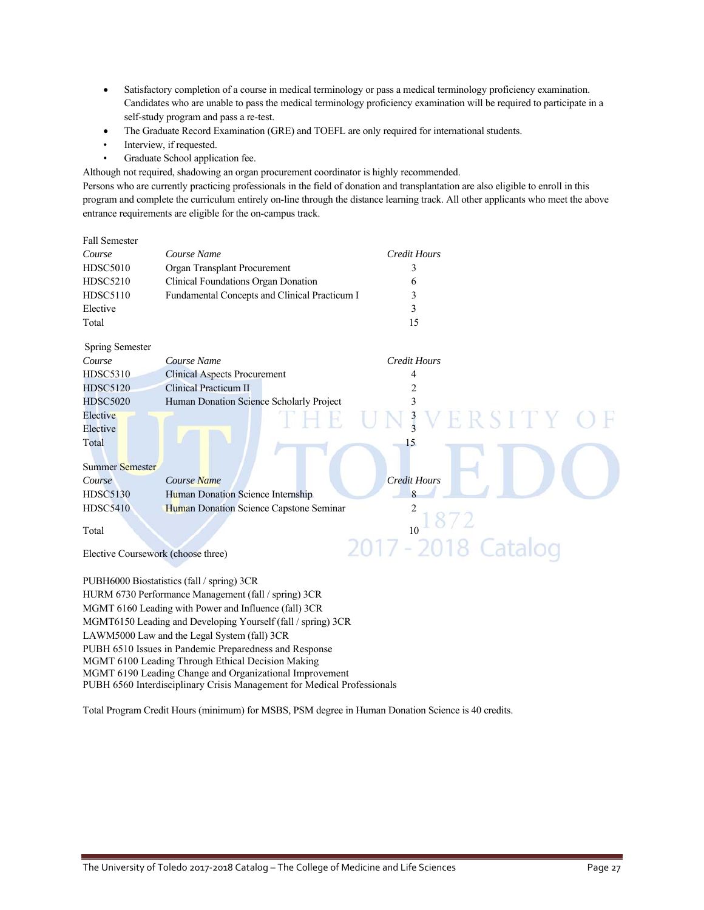- Satisfactory completion of a course in medical terminology or pass a medical terminology proficiency examination. Candidates who are unable to pass the medical terminology proficiency examination will be required to participate in a self-study program and pass a re-test.
- The Graduate Record Examination (GRE) and TOEFL are only required for international students.
- Interview, if requested.
- Graduate School application fee.

Although not required, shadowing an organ procurement coordinator is highly recommended.

Persons who are currently practicing professionals in the field of donation and transplantation are also eligible to enroll in this program and complete the curriculum entirely on-line through the distance learning track. All other applicants who meet the above entrance requirements are eligible for the on-campus track.

Fall Semester

| *Course* | *Course Name* | *Credit Hours* |
|---|---|---|
| HDSC5010 | Organ Transplant Procurement | 3 |
| HDSC5210 | Clinical Foundations Organ Donation | 6 |
| HDSC5110 | Fundamental Concepts and Clinical Practicum I | 3 |
| Elective | | 3 |
| Total | | 15 |

Spring Semester

| *Course* | *Course Name* | *Credit Hours* |
|---|---|---|
| HDSC5310 | Clinical Aspects Procurement | 4 |
| HDSC5120 | Clinical Practicum II | 2 |
| HDSC5020 | Human Donation Science Scholarly Project | 3 |
| Elective | | 3 |
| Elective | | 3 |
| Total | | 15 |

Summer Semester

| *Course* | *Course Name* | *Credit Hours* |
|---|---|---|
| HDSC5130 | Human Donation Science Internship | 8 |
| HDSC5410 | Human Donation Science Capstone Seminar | 2 |
| Total | | 10 |

Elective Coursework (choose three)

PUBH6000 Biostatistics (fall / spring) 3CR
HURM 6730 Performance Management (fall / spring) 3CR
MGMT 6160 Leading with Power and Influence (fall) 3CR
MGMT6150 Leading and Developing Yourself (fall / spring) 3CR
LAWM5000 Law and the Legal System (fall) 3CR
PUBH 6510 Issues in Pandemic Preparedness and Response
MGMT 6100 Leading Through Ethical Decision Making
MGMT 6190 Leading Change and Organizational Improvement
PUBH 6560 Interdisciplinary Crisis Management for Medical Professionals

Total Program Credit Hours (minimum) for MSBS, PSM degree in Human Donation Science is 40 credits.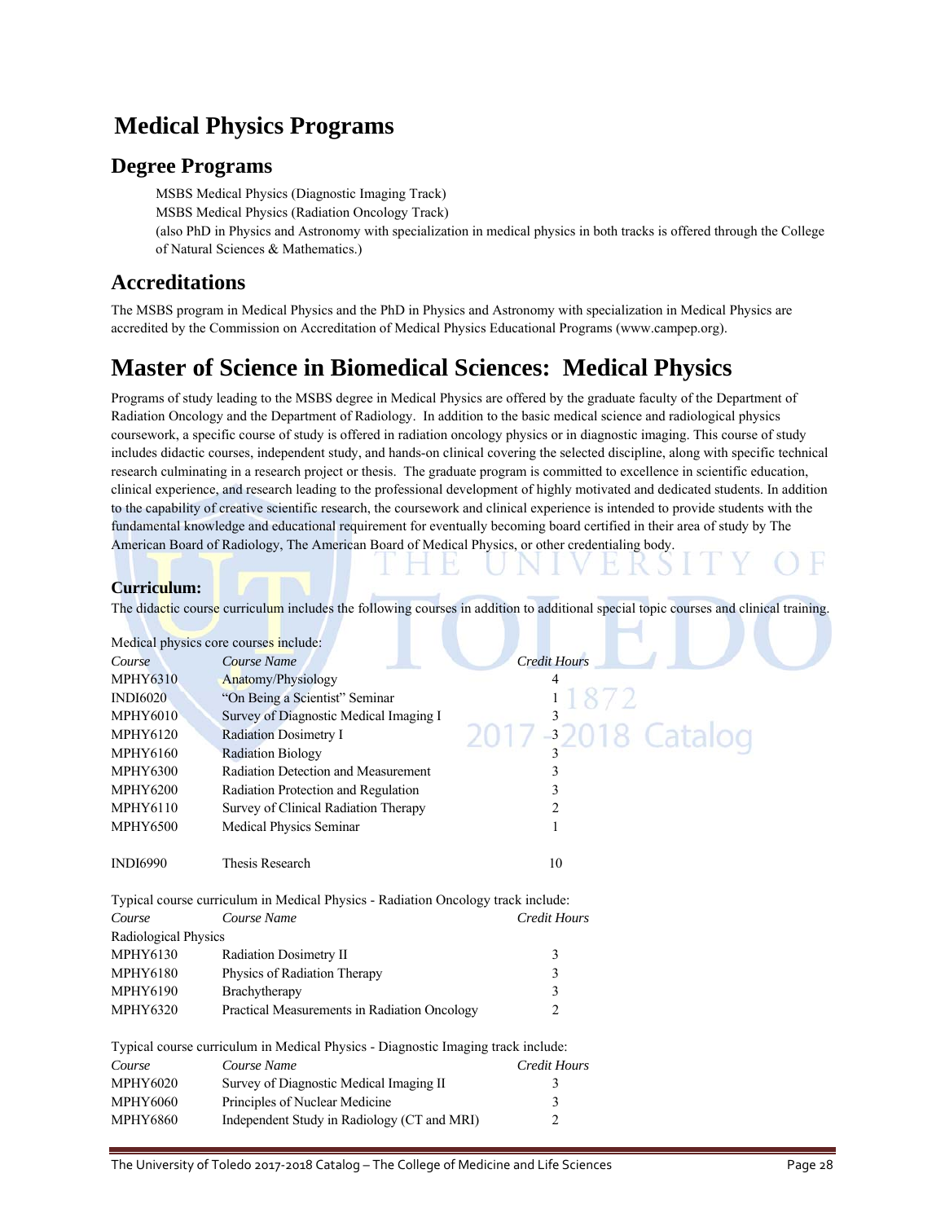# Medical Physics Programs

## Degree Programs

MSBS Medical Physics (Diagnostic Imaging Track)
MSBS Medical Physics (Radiation Oncology Track)
(also PhD in Physics and Astronomy with specialization in medical physics in both tracks is offered through the College of Natural Sciences & Mathematics.)

## Accreditations

The MSBS program in Medical Physics and the PhD in Physics and Astronomy with specialization in Medical Physics are accredited by the Commission on Accreditation of Medical Physics Educational Programs (www.campep.org).

# Master of Science in Biomedical Sciences: Medical Physics

Programs of study leading to the MSBS degree in Medical Physics are offered by the graduate faculty of the Department of Radiation Oncology and the Department of Radiology. In addition to the basic medical science and radiological physics coursework, a specific course of study is offered in radiation oncology physics or in diagnostic imaging. This course of study includes didactic courses, independent study, and hands-on clinical covering the selected discipline, along with specific technical research culminating in a research project or thesis. The graduate program is committed to excellence in scientific education, clinical experience, and research leading to the professional development of highly motivated and dedicated students. In addition to the capability of creative scientific research, the coursework and clinical experience is intended to provide students with the fundamental knowledge and educational requirement for eventually becoming board certified in their area of study by The American Board of Radiology, The American Board of Medical Physics, or other credentialing body.

### Curriculum:

The didactic course curriculum includes the following courses in addition to additional special topic courses and clinical training.

Medical physics core courses include:

| *Course* | *Course Name* | *Credit Hours* |
|---|---|---|
| MPHY6310 | Anatomy/Physiology | 4 |
| INDI6020 | "On Being a Scientist" Seminar | 1 |
| MPHY6010 | Survey of Diagnostic Medical Imaging I | 3 |
| MPHY6120 | Radiation Dosimetry I | 3 |
| MPHY6160 | Radiation Biology | 3 |
| MPHY6300 | Radiation Detection and Measurement | 3 |
| MPHY6200 | Radiation Protection and Regulation | 3 |
| MPHY6110 | Survey of Clinical Radiation Therapy | 2 |
| MPHY6500 | Medical Physics Seminar | 1 |
| INDI6990 | Thesis Research | 10 |

Typical course curriculum in Medical Physics - Radiation Oncology track include:

| *Course* | *Course Name* | *Credit Hours* |
|---|---|---|
| Radiological Physics | | |
| MPHY6130 | Radiation Dosimetry II | 3 |
| MPHY6180 | Physics of Radiation Therapy | 3 |
| MPHY6190 | Brachytherapy | 3 |
| MPHY6320 | Practical Measurements in Radiation Oncology | 2 |

Typical course curriculum in Medical Physics - Diagnostic Imaging track include:

| *Course* | *Course Name* | *Credit Hours* |
|---|---|---|
| MPHY6020 | Survey of Diagnostic Medical Imaging II | 3 |
| MPHY6060 | Principles of Nuclear Medicine | 3 |
| MPHY6860 | Independent Study in Radiology (CT and MRI) | 2 |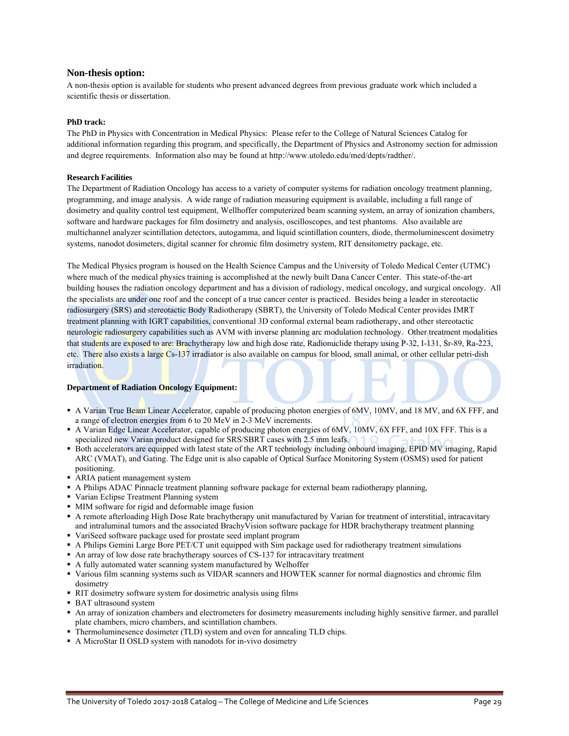## Non-thesis option:

A non-thesis option is available for students who present advanced degrees from previous graduate work which included a scientific thesis or dissertation.

**PhD track:**

The PhD in Physics with Concentration in Medical Physics: Please refer to the College of Natural Sciences Catalog for additional information regarding this program, and specifically, the Department of Physics and Astronomy section for admission and degree requirements. Information also may be found at http://www.utoledo.edu/med/depts/radther/.

**Research Facilities**

The Department of Radiation Oncology has access to a variety of computer systems for radiation oncology treatment planning, programming, and image analysis. A wide range of radiation measuring equipment is available, including a full range of dosimetry and quality control test equipment, Wellhoffer computerized beam scanning system, an array of ionization chambers, software and hardware packages for film dosimetry and analysis, oscilloscopes, and test phantoms. Also available are multichannel analyzer scintillation detectors, autogamma, and liquid scintillation counters, diode, thermoluminescent dosimetry systems, nanodot dosimeters, digital scanner for chromic film dosimetry system, RIT densitometry package, etc.

The Medical Physics program is housed on the Health Science Campus and the University of Toledo Medical Center (UTMC) where much of the medical physics training is accomplished at the newly built Dana Cancer Center. This state-of-the-art building houses the radiation oncology department and has a division of radiology, medical oncology, and surgical oncology. All the specialists are under one roof and the concept of a true cancer center is practiced. Besides being a leader in stereotactic radiosurgery (SRS) and stereotactic Body Radiotherapy (SBRT), the University of Toledo Medical Center provides IMRT treatment planning with IGRT capabilities, conventional 3D conformal external beam radiotherapy, and other stereotactic neurologic radiosurgery capabilities such as AVM with inverse planning arc modulation technology. Other treatment modalities that students are exposed to are: Brachytherapy low and high dose rate, Radionuclide therapy using P-32, I-131, Sr-89, Ra-223, etc. There also exists a large Cs-137 irradiator is also available on campus for blood, small animal, or other cellular petri-dish irradiation.

**Department of Radiation Oncology Equipment:**

- A Varian True Beam Linear Accelerator, capable of producing photon energies of 6MV, 10MV, and 18 MV, and 6X FFF, and a range of electron energies from 6 to 20 MeV in 2-3 MeV increments.
- A Varian Edge Linear Accelerator, capable of producing photon energies of 6MV, 10MV, 6X FFF, and 10X FFF. This is a specialized new Varian product designed for SRS/SBRT cases with 2.5 mm leafs.
- Both accelerators are equipped with latest state of the ART technology including onboard imaging, EPID MV imaging, Rapid ARC (VMAT), and Gating. The Edge unit is also capable of Optical Surface Monitoring System (OSMS) used for patient positioning.
- ARIA patient management system
- A Philips ADAC Pinnacle treatment planning software package for external beam radiotherapy planning,
- Varian Eclipse Treatment Planning system
- MIM software for rigid and deformable image fusion
- A remote afterloading High Dose Rate brachytherapy unit manufactured by Varian for treatment of interstitial, intracavitary and intraluminal tumors and the associated BrachyVision software package for HDR brachytherapy treatment planning
- VariSeed software package used for prostate seed implant program
- A Philips Gemini Large Bore PET/CT unit equipped with Sim package used for radiotherapy treatment simulations
- An array of low dose rate brachytherapy sources of CS-137 for intracavitary treatment
- A fully automated water scanning system manufactured by Welhoffer
- Various film scanning systems such as VIDAR scanners and HOWTEK scanner for normal diagnostics and chromic film dosimetry
- RIT dosimetry software system for dosimetric analysis using films
- BAT ultrasound system
- An array of ionization chambers and electrometers for dosimetry measurements including highly sensitive farmer, and parallel plate chambers, micro chambers, and scintillation chambers.
- Thermoluminesence dosimeter (TLD) system and oven for annealing TLD chips.
- A MicroStar II OSLD system with nanodots for in-vivo dosimetry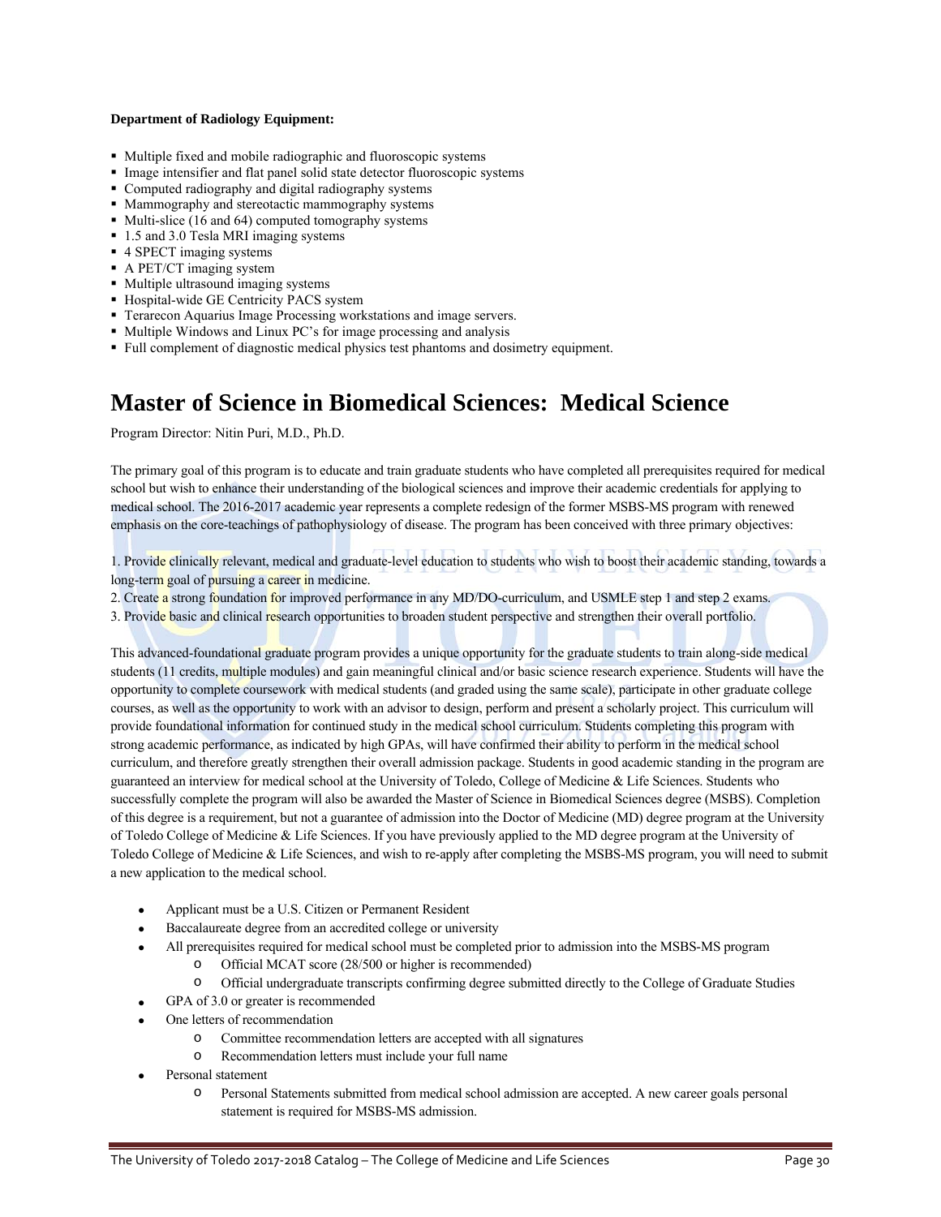**Department of Radiology Equipment:**

- Multiple fixed and mobile radiographic and fluoroscopic systems
- Image intensifier and flat panel solid state detector fluoroscopic systems
- Computed radiography and digital radiography systems
- Mammography and stereotactic mammography systems
- Multi-slice (16 and 64) computed tomography systems
- 1.5 and 3.0 Tesla MRI imaging systems
- 4 SPECT imaging systems
- A PET/CT imaging system
- Multiple ultrasound imaging systems
- Hospital-wide GE Centricity PACS system
- Terarecon Aquarius Image Processing workstations and image servers.
- Multiple Windows and Linux PC's for image processing and analysis
- Full complement of diagnostic medical physics test phantoms and dosimetry equipment.

# Master of Science in Biomedical Sciences: Medical Science

Program Director: Nitin Puri, M.D., Ph.D.

The primary goal of this program is to educate and train graduate students who have completed all prerequisites required for medical school but wish to enhance their understanding of the biological sciences and improve their academic credentials for applying to medical school. The 2016-2017 academic year represents a complete redesign of the former MSBS-MS program with renewed emphasis on the core-teachings of pathophysiology of disease. The program has been conceived with three primary objectives:

1. Provide clinically relevant, medical and graduate-level education to students who wish to boost their academic standing, towards a long-term goal of pursuing a career in medicine.
2. Create a strong foundation for improved performance in any MD/DO-curriculum, and USMLE step 1 and step 2 exams.
3. Provide basic and clinical research opportunities to broaden student perspective and strengthen their overall portfolio.

This advanced-foundational graduate program provides a unique opportunity for the graduate students to train along-side medical students (11 credits, multiple modules) and gain meaningful clinical and/or basic science research experience. Students will have the opportunity to complete coursework with medical students (and graded using the same scale), participate in other graduate college courses, as well as the opportunity to work with an advisor to design, perform and present a scholarly project. This curriculum will provide foundational information for continued study in the medical school curriculum. Students completing this program with strong academic performance, as indicated by high GPAs, will have confirmed their ability to perform in the medical school curriculum, and therefore greatly strengthen their overall admission package. Students in good academic standing in the program are guaranteed an interview for medical school at the University of Toledo, College of Medicine & Life Sciences. Students who successfully complete the program will also be awarded the Master of Science in Biomedical Sciences degree (MSBS). Completion of this degree is a requirement, but not a guarantee of admission into the Doctor of Medicine (MD) degree program at the University of Toledo College of Medicine & Life Sciences. If you have previously applied to the MD degree program at the University of Toledo College of Medicine & Life Sciences, and wish to re-apply after completing the MSBS-MS program, you will need to submit a new application to the medical school.

- Applicant must be a U.S. Citizen or Permanent Resident
- Baccalaureate degree from an accredited college or university
- All prerequisites required for medical school must be completed prior to admission into the MSBS-MS program
  - Official MCAT score (28/500 or higher is recommended)
  - Official undergraduate transcripts confirming degree submitted directly to the College of Graduate Studies
- GPA of 3.0 or greater is recommended
- One letters of recommendation
  - Committee recommendation letters are accepted with all signatures
  - Recommendation letters must include your full name
- Personal statement
  - Personal Statements submitted from medical school admission are accepted. A new career goals personal statement is required for MSBS-MS admission.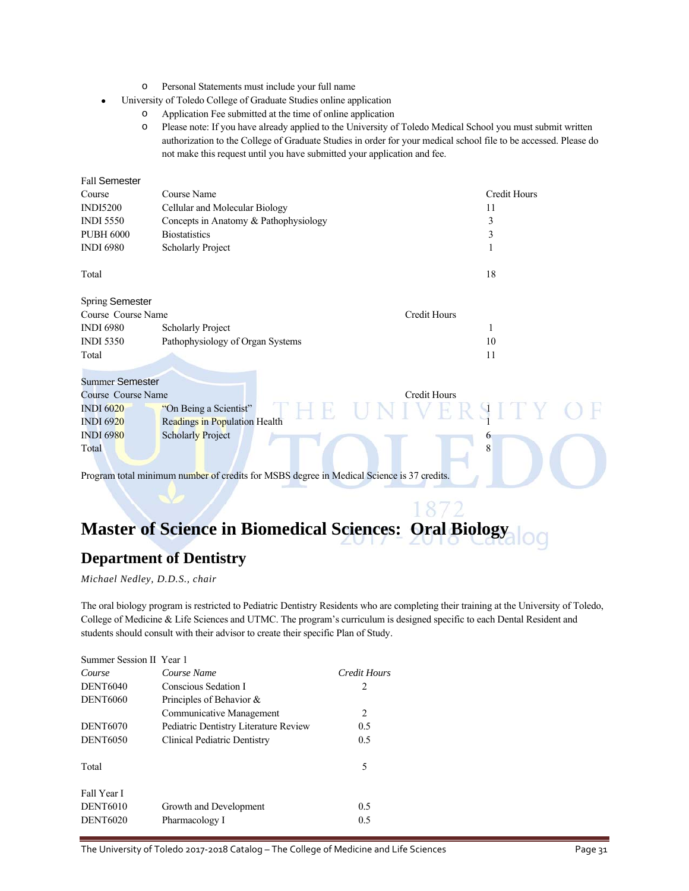- Personal Statements must include your full name
- University of Toledo College of Graduate Studies online application
  - Application Fee submitted at the time of online application
  - Please note: If you have already applied to the University of Toledo Medical School you must submit written authorization to the College of Graduate Studies in order for your medical school file to be accessed. Please do not make this request until you have submitted your application and fee.

Fall Semester

| Course | Course Name | Credit Hours |
|---|---|---|
| INDI5200 | Cellular and Molecular Biology | 11 |
| INDI 5550 | Concepts in Anatomy & Pathophysiology | 3 |
| PUBH 6000 | Biostatistics | 3 |
| INDI 6980 | Scholarly Project | 1 |
| Total | | 18 |

Spring Semester

| Course | Course Name | Credit Hours |
|---|---|---|
| INDI 6980 | Scholarly Project | 1 |
| INDI 5350 | Pathophysiology of Organ Systems | 10 |
| Total | | 11 |

Summer Semester

| Course | Course Name | Credit Hours |
|---|---|---|
| INDI 6020 | "On Being a Scientist" | 1 |
| INDI 6920 | Readings in Population Health | 1 |
| INDI 6980 | Scholarly Project | 6 |
| Total | | 8 |

Program total minimum number of credits for MSBS degree in Medical Science is 37 credits.

# Master of Science in Biomedical Sciences: Oral Biology

## Department of Dentistry

*Michael Nedley, D.D.S., chair*

The oral biology program is restricted to Pediatric Dentistry Residents who are completing their training at the University of Toledo, College of Medicine & Life Sciences and UTMC. The program's curriculum is designed specific to each Dental Resident and students should consult with their advisor to create their specific Plan of Study.

Summer Session II Year 1

| *Course* | *Course Name* | *Credit Hours* |
|---|---|---|
| DENT6040 | Conscious Sedation I | 2 |
| DENT6060 | Principles of Behavior & Communicative Management | 2 |
| DENT6070 | Pediatric Dentistry Literature Review | 0.5 |
| DENT6050 | Clinical Pediatric Dentistry | 0.5 |
| Total | | 5 |

Fall Year I

| | | |
|---|---|---|
| DENT6010 | Growth and Development | 0.5 |
| DENT6020 | Pharmacology I | 0.5 |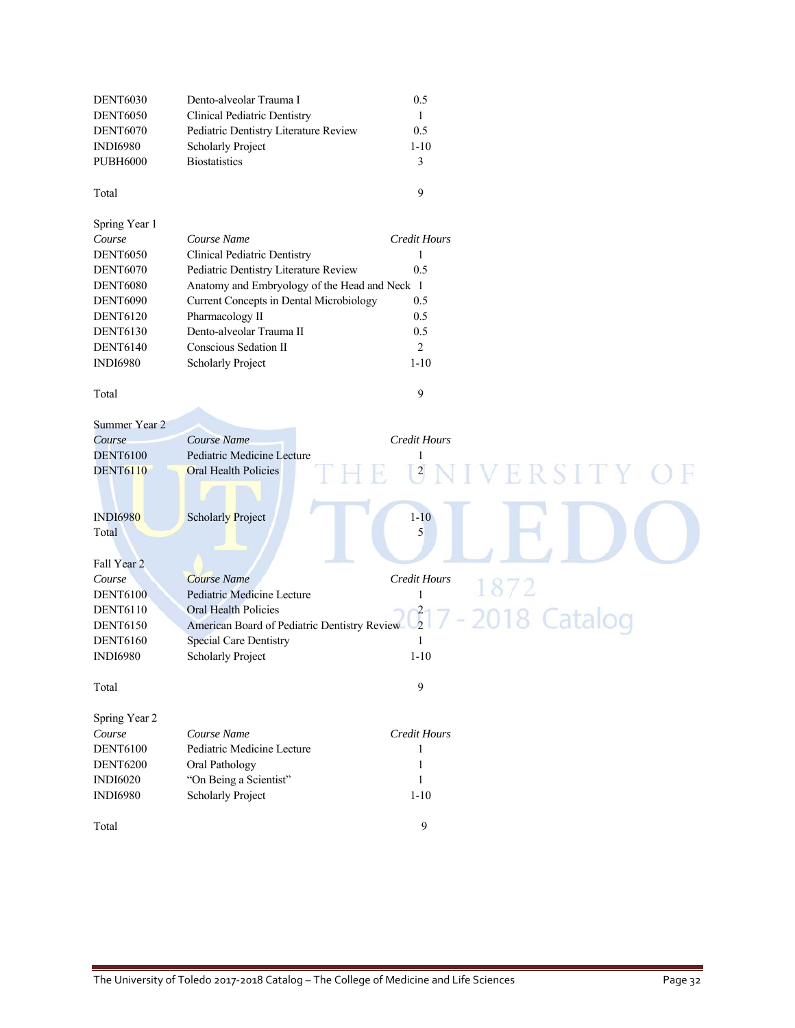| | | |
|---|---|---|
| DENT6030 | Dento-alveolar Trauma I | 0.5 |
| DENT6050 | Clinical Pediatric Dentistry | 1 |
| DENT6070 | Pediatric Dentistry Literature Review | 0.5 |
| INDI6980 | Scholarly Project | 1-10 |
| PUBH6000 | Biostatistics | 3 |
| Total | | 9 |

Spring Year 1

| *Course* | *Course Name* | *Credit Hours* |
|---|---|---|
| DENT6050 | Clinical Pediatric Dentistry | 1 |
| DENT6070 | Pediatric Dentistry Literature Review | 0.5 |
| DENT6080 | Anatomy and Embryology of the Head and Neck | 1 |
| DENT6090 | Current Concepts in Dental Microbiology | 0.5 |
| DENT6120 | Pharmacology II | 0.5 |
| DENT6130 | Dento-alveolar Trauma II | 0.5 |
| DENT6140 | Conscious Sedation II | 2 |
| INDI6980 | Scholarly Project | 1-10 |
| Total | | 9 |

Summer Year 2

| *Course* | *Course Name* | *Credit Hours* |
|---|---|---|
| DENT6100 | Pediatric Medicine Lecture | 1 |
| DENT6110 | Oral Health Policies | 2 |
| INDI6980 | Scholarly Project | 1-10 |
| Total | | 5 |

Fall Year 2

| *Course* | *Course Name* | *Credit Hours* |
|---|---|---|
| DENT6100 | Pediatric Medicine Lecture | 1 |
| DENT6110 | Oral Health Policies | 2 |
| DENT6150 | American Board of Pediatric Dentistry Review | 2 |
| DENT6160 | Special Care Dentistry | 1 |
| INDI6980 | Scholarly Project | 1-10 |
| Total | | 9 |

Spring Year 2

| *Course* | *Course Name* | *Credit Hours* |
|---|---|---|
| DENT6100 | Pediatric Medicine Lecture | 1 |
| DENT6200 | Oral Pathology | 1 |
| INDI6020 | "On Being a Scientist" | 1 |
| INDI6980 | Scholarly Project | 1-10 |
| Total | | 9 |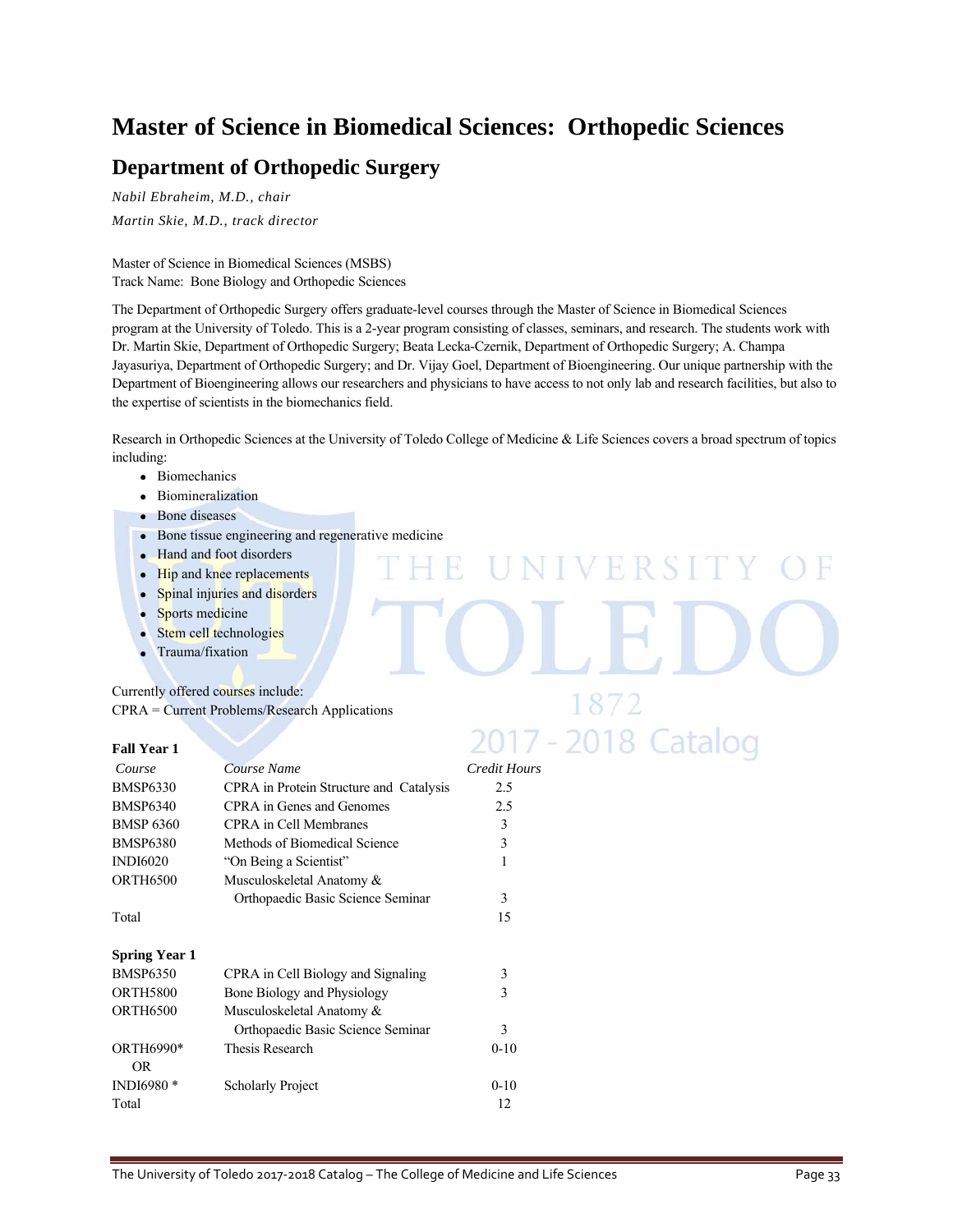# Master of Science in Biomedical Sciences: Orthopedic Sciences

## Department of Orthopedic Surgery

*Nabil Ebraheim, M.D., chair*

*Martin Skie, M.D., track director*

Master of Science in Biomedical Sciences (MSBS)
Track Name: Bone Biology and Orthopedic Sciences

The Department of Orthopedic Surgery offers graduate-level courses through the Master of Science in Biomedical Sciences program at the University of Toledo. This is a 2-year program consisting of classes, seminars, and research. The students work with Dr. Martin Skie, Department of Orthopedic Surgery; Beata Lecka-Czernik, Department of Orthopedic Surgery; A. Champa Jayasuriya, Department of Orthopedic Surgery; and Dr. Vijay Goel, Department of Bioengineering. Our unique partnership with the Department of Bioengineering allows our researchers and physicians to have access to not only lab and research facilities, but also to the expertise of scientists in the biomechanics field.

Research in Orthopedic Sciences at the University of Toledo College of Medicine & Life Sciences covers a broad spectrum of topics including:

- Biomechanics
- Biomineralization
- Bone diseases
- Bone tissue engineering and regenerative medicine
- Hand and foot disorders
- Hip and knee replacements
- Spinal injuries and disorders
- Sports medicine
- Stem cell technologies
- Trauma/fixation

Currently offered courses include:
CPRA = Current Problems/Research Applications

**Fall Year 1**

| *Course* | *Course Name* | *Credit Hours* |
|---|---|---|
| BMSP6330 | CPRA in Protein Structure and Catalysis | 2.5 |
| BMSP6340 | CPRA in Genes and Genomes | 2.5 |
| BMSP 6360 | CPRA in Cell Membranes | 3 |
| BMSP6380 | Methods of Biomedical Science | 3 |
| INDI6020 | "On Being a Scientist" | 1 |
| ORTH6500 | Musculoskeletal Anatomy & Orthopaedic Basic Science Seminar | 3 |
| Total | | 15 |

**Spring Year 1**

| *Course* | *Course Name* | *Credit Hours* |
|---|---|---|
| BMSP6350 | CPRA in Cell Biology and Signaling | 3 |
| ORTH5800 | Bone Biology and Physiology | 3 |
| ORTH6500 | Musculoskeletal Anatomy & Orthopaedic Basic Science Seminar | 3 |
| ORTH6990* OR | Thesis Research | 0-10 |
| INDI6980 * | Scholarly Project | 0-10 |
| Total | | 12 |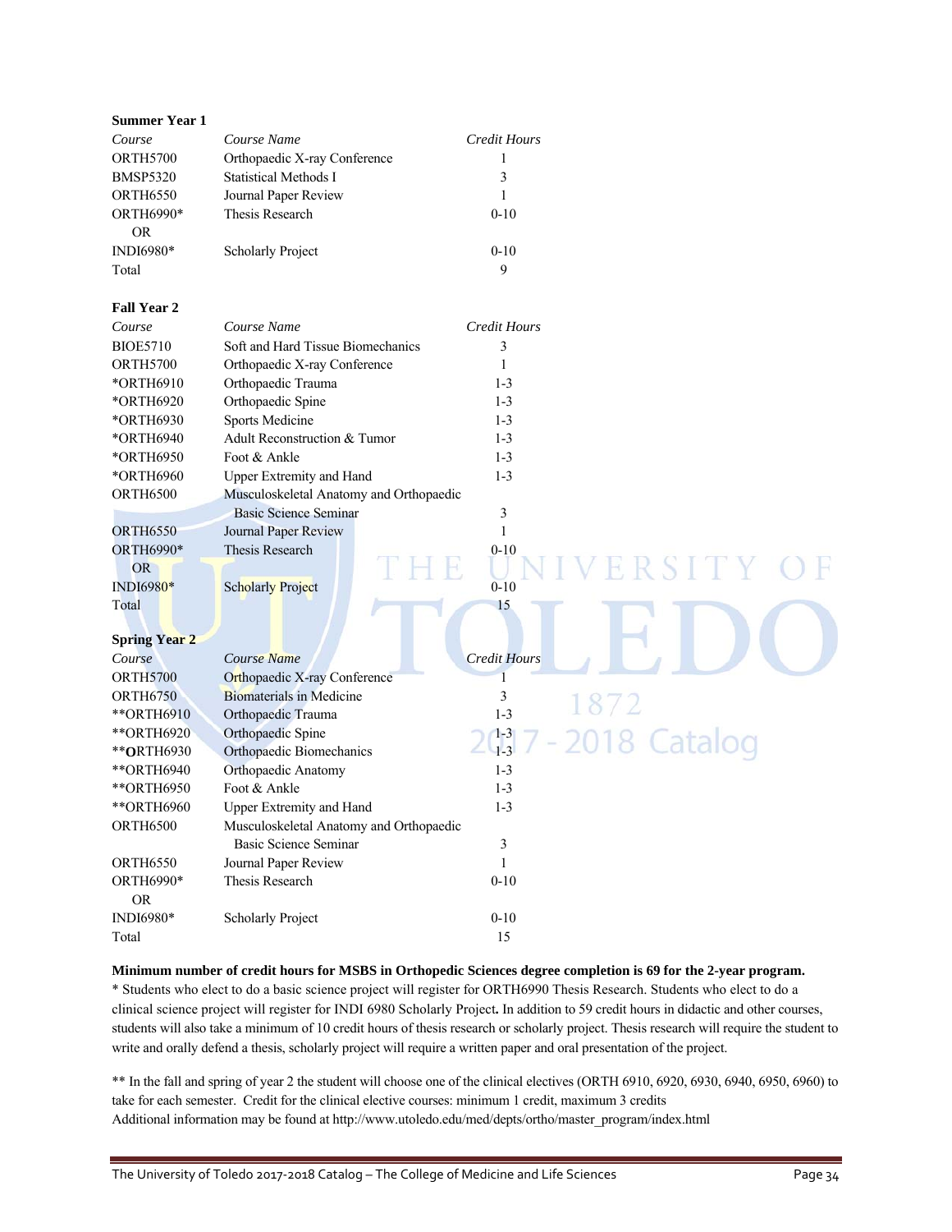**Summer Year 1**

| Course | Course Name | Credit Hours |
|---|---|---|
| ORTH5700 | Orthopaedic X-ray Conference | 1 |
| BMSP5320 | Statistical Methods I | 3 |
| ORTH6550 | Journal Paper Review | 1 |
| ORTH6990* | Thesis Research | 0-10 |
| OR | | |
| INDI6980* | Scholarly Project | 0-10 |
| Total | | 9 |

**Fall Year 2**

| Course | Course Name | Credit Hours |
|---|---|---|
| BIOE5710 | Soft and Hard Tissue Biomechanics | 3 |
| ORTH5700 | Orthopaedic X-ray Conference | 1 |
| *ORTH6910 | Orthopaedic Trauma | 1-3 |
| *ORTH6920 | Orthopaedic Spine | 1-3 |
| *ORTH6930 | Sports Medicine | 1-3 |
| *ORTH6940 | Adult Reconstruction & Tumor | 1-3 |
| *ORTH6950 | Foot & Ankle | 1-3 |
| *ORTH6960 | Upper Extremity and Hand | 1-3 |
| ORTH6500 | Musculoskeletal Anatomy and Orthopaedic Basic Science Seminar | 3 |
| ORTH6550 | Journal Paper Review | 1 |
| ORTH6990* | Thesis Research | 0-10 |
| OR | | |
| INDI6980* | Scholarly Project | 0-10 |
| Total | | 15 |

**Spring Year 2**

| Course | Course Name | Credit Hours |
|---|---|---|
| ORTH5700 | Orthopaedic X-ray Conference | 1 |
| ORTH6750 | Biomaterials in Medicine | 3 |
| **ORTH6910 | Orthopaedic Trauma | 1-3 |
| **ORTH6920 | Orthopaedic Spine | 1-3 |
| **ORTH6930 | Orthopaedic Biomechanics | 1-3 |
| **ORTH6940 | Orthopaedic Anatomy | 1-3 |
| **ORTH6950 | Foot & Ankle | 1-3 |
| **ORTH6960 | Upper Extremity and Hand | 1-3 |
| ORTH6500 | Musculoskeletal Anatomy and Orthopaedic Basic Science Seminar | 3 |
| ORTH6550 | Journal Paper Review | 1 |
| ORTH6990* | Thesis Research | 0-10 |
| OR | | |
| INDI6980* | Scholarly Project | 0-10 |
| Total | | 15 |

**Minimum number of credit hours for MSBS in Orthopedic Sciences degree completion is 69 for the 2-year program.**

* Students who elect to do a basic science project will register for ORTH6990 Thesis Research. Students who elect to do a clinical science project will register for INDI 6980 Scholarly Project**.** In addition to 59 credit hours in didactic and other courses, students will also take a minimum of 10 credit hours of thesis research or scholarly project. Thesis research will require the student to write and orally defend a thesis, scholarly project will require a written paper and oral presentation of the project.

** In the fall and spring of year 2 the student will choose one of the clinical electives (ORTH 6910, 6920, 6930, 6940, 6950, 6960) to take for each semester. Credit for the clinical elective courses: minimum 1 credit, maximum 3 credits

Additional information may be found at http://www.utoledo.edu/med/depts/ortho/master_program/index.html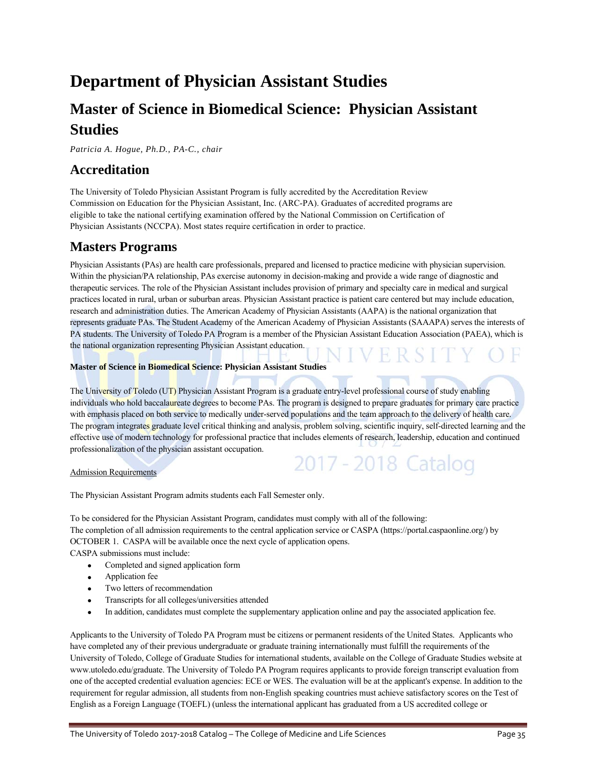# Department of Physician Assistant Studies

## Master of Science in Biomedical Science: Physician Assistant Studies

*Patricia A. Hogue, Ph.D., PA-C., chair*

## Accreditation

The University of Toledo Physician Assistant Program is fully accredited by the Accreditation Review Commission on Education for the Physician Assistant, Inc. (ARC-PA). Graduates of accredited programs are eligible to take the national certifying examination offered by the National Commission on Certification of Physician Assistants (NCCPA). Most states require certification in order to practice.

## Masters Programs

Physician Assistants (PAs) are health care professionals, prepared and licensed to practice medicine with physician supervision. Within the physician/PA relationship, PAs exercise autonomy in decision-making and provide a wide range of diagnostic and therapeutic services. The role of the Physician Assistant includes provision of primary and specialty care in medical and surgical practices located in rural, urban or suburban areas. Physician Assistant practice is patient care centered but may include education, research and administration duties. The American Academy of Physician Assistants (AAPA) is the national organization that represents graduate PAs. The Student Academy of the American Academy of Physician Assistants (SAAAPA) serves the interests of PA students. The University of Toledo PA Program is a member of the Physician Assistant Education Association (PAEA), which is the national organization representing Physician Assistant education.

**Master of Science in Biomedical Science: Physician Assistant Studies**

The University of Toledo (UT) Physician Assistant Program is a graduate entry-level professional course of study enabling individuals who hold baccalaureate degrees to become PAs. The program is designed to prepare graduates for primary care practice with emphasis placed on both service to medically under-served populations and the team approach to the delivery of health care. The program integrates graduate level critical thinking and analysis, problem solving, scientific inquiry, self-directed learning and the effective use of modern technology for professional practice that includes elements of research, leadership, education and continued professionalization of the physician assistant occupation.

Admission Requirements

The Physician Assistant Program admits students each Fall Semester only.

To be considered for the Physician Assistant Program, candidates must comply with all of the following:
The completion of all admission requirements to the central application service or CASPA (https://portal.caspaonline.org/) by OCTOBER 1. CASPA will be available once the next cycle of application opens.
CASPA submissions must include:

- Completed and signed application form
- Application fee
- Two letters of recommendation
- Transcripts for all colleges/universities attended
- In addition, candidates must complete the supplementary application online and pay the associated application fee.

Applicants to the University of Toledo PA Program must be citizens or permanent residents of the United States. Applicants who have completed any of their previous undergraduate or graduate training internationally must fulfill the requirements of the University of Toledo, College of Graduate Studies for international students, available on the College of Graduate Studies website at www.utoledo.edu/graduate. The University of Toledo PA Program requires applicants to provide foreign transcript evaluation from one of the accepted credential evaluation agencies: ECE or WES. The evaluation will be at the applicant's expense. In addition to the requirement for regular admission, all students from non-English speaking countries must achieve satisfactory scores on the Test of English as a Foreign Language (TOEFL) (unless the international applicant has graduated from a US accredited college or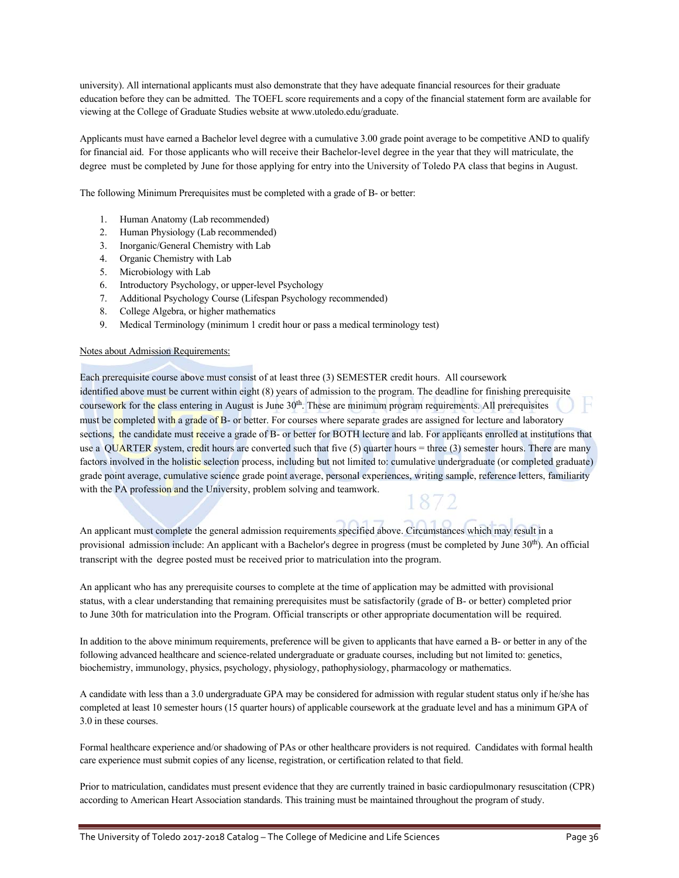university). All international applicants must also demonstrate that they have adequate financial resources for their graduate education before they can be admitted. The TOEFL score requirements and a copy of the financial statement form are available for viewing at the College of Graduate Studies website at www.utoledo.edu/graduate.

Applicants must have earned a Bachelor level degree with a cumulative 3.00 grade point average to be competitive AND to qualify for financial aid. For those applicants who will receive their Bachelor-level degree in the year that they will matriculate, the degree must be completed by June for those applying for entry into the University of Toledo PA class that begins in August.

The following Minimum Prerequisites must be completed with a grade of B- or better:

1. Human Anatomy (Lab recommended)
2. Human Physiology (Lab recommended)
3. Inorganic/General Chemistry with Lab
4. Organic Chemistry with Lab
5. Microbiology with Lab
6. Introductory Psychology, or upper-level Psychology
7. Additional Psychology Course (Lifespan Psychology recommended)
8. College Algebra, or higher mathematics
9. Medical Terminology (minimum 1 credit hour or pass a medical terminology test)

Notes about Admission Requirements:

Each prerequisite course above must consist of at least three (3) SEMESTER credit hours. All coursework identified above must be current within eight (8) years of admission to the program. The deadline for finishing prerequisite coursework for the class entering in August is June 30th. These are minimum program requirements. All prerequisites must be completed with a grade of B- or better. For courses where separate grades are assigned for lecture and laboratory sections, the candidate must receive a grade of B- or better for BOTH lecture and lab. For applicants enrolled at institutions that use a QUARTER system, credit hours are converted such that five (5) quarter hours = three (3) semester hours. There are many factors involved in the holistic selection process, including but not limited to: cumulative undergraduate (or completed graduate) grade point average, cumulative science grade point average, personal experiences, writing sample, reference letters, familiarity with the PA profession and the University, problem solving and teamwork.

An applicant must complete the general admission requirements specified above. Circumstances which may result in a provisional admission include: An applicant with a Bachelor's degree in progress (must be completed by June 30th). An official transcript with the degree posted must be received prior to matriculation into the program.

An applicant who has any prerequisite courses to complete at the time of application may be admitted with provisional status, with a clear understanding that remaining prerequisites must be satisfactorily (grade of B- or better) completed prior to June 30th for matriculation into the Program. Official transcripts or other appropriate documentation will be required.

In addition to the above minimum requirements, preference will be given to applicants that have earned a B- or better in any of the following advanced healthcare and science-related undergraduate or graduate courses, including but not limited to: genetics, biochemistry, immunology, physics, psychology, physiology, pathophysiology, pharmacology or mathematics.

A candidate with less than a 3.0 undergraduate GPA may be considered for admission with regular student status only if he/she has completed at least 10 semester hours (15 quarter hours) of applicable coursework at the graduate level and has a minimum GPA of 3.0 in these courses.

Formal healthcare experience and/or shadowing of PAs or other healthcare providers is not required. Candidates with formal health care experience must submit copies of any license, registration, or certification related to that field.

Prior to matriculation, candidates must present evidence that they are currently trained in basic cardiopulmonary resuscitation (CPR) according to American Heart Association standards. This training must be maintained throughout the program of study.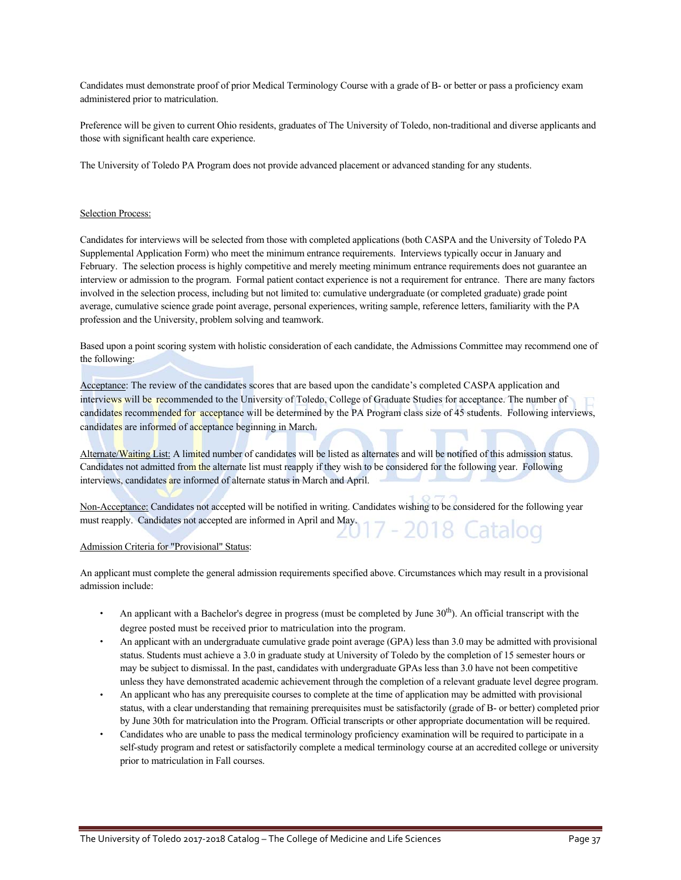Candidates must demonstrate proof of prior Medical Terminology Course with a grade of B- or better or pass a proficiency exam administered prior to matriculation.

Preference will be given to current Ohio residents, graduates of The University of Toledo, non-traditional and diverse applicants and those with significant health care experience.

The University of Toledo PA Program does not provide advanced placement or advanced standing for any students.

Selection Process:

Candidates for interviews will be selected from those with completed applications (both CASPA and the University of Toledo PA Supplemental Application Form) who meet the minimum entrance requirements. Interviews typically occur in January and February. The selection process is highly competitive and merely meeting minimum entrance requirements does not guarantee an interview or admission to the program. Formal patient contact experience is not a requirement for entrance. There are many factors involved in the selection process, including but not limited to: cumulative undergraduate (or completed graduate) grade point average, cumulative science grade point average, personal experiences, writing sample, reference letters, familiarity with the PA profession and the University, problem solving and teamwork.

Based upon a point scoring system with holistic consideration of each candidate, the Admissions Committee may recommend one of the following:

Acceptance: The review of the candidates scores that are based upon the candidate's completed CASPA application and interviews will be recommended to the University of Toledo, College of Graduate Studies for acceptance. The number of candidates recommended for acceptance will be determined by the PA Program class size of 45 students. Following interviews, candidates are informed of acceptance beginning in March.

Alternate/Waiting List: A limited number of candidates will be listed as alternates and will be notified of this admission status. Candidates not admitted from the alternate list must reapply if they wish to be considered for the following year. Following interviews, candidates are informed of alternate status in March and April.

Non-Acceptance: Candidates not accepted will be notified in writing. Candidates wishing to be considered for the following year must reapply. Candidates not accepted are informed in April and May.

Admission Criteria for "Provisional" Status:

An applicant must complete the general admission requirements specified above. Circumstances which may result in a provisional admission include:

- An applicant with a Bachelor's degree in progress (must be completed by June 30th). An official transcript with the degree posted must be received prior to matriculation into the program.
- An applicant with an undergraduate cumulative grade point average (GPA) less than 3.0 may be admitted with provisional status. Students must achieve a 3.0 in graduate study at University of Toledo by the completion of 15 semester hours or may be subject to dismissal. In the past, candidates with undergraduate GPAs less than 3.0 have not been competitive unless they have demonstrated academic achievement through the completion of a relevant graduate level degree program.
- An applicant who has any prerequisite courses to complete at the time of application may be admitted with provisional status, with a clear understanding that remaining prerequisites must be satisfactorily (grade of B- or better) completed prior by June 30th for matriculation into the Program. Official transcripts or other appropriate documentation will be required.
- Candidates who are unable to pass the medical terminology proficiency examination will be required to participate in a self-study program and retest or satisfactorily complete a medical terminology course at an accredited college or university prior to matriculation in Fall courses.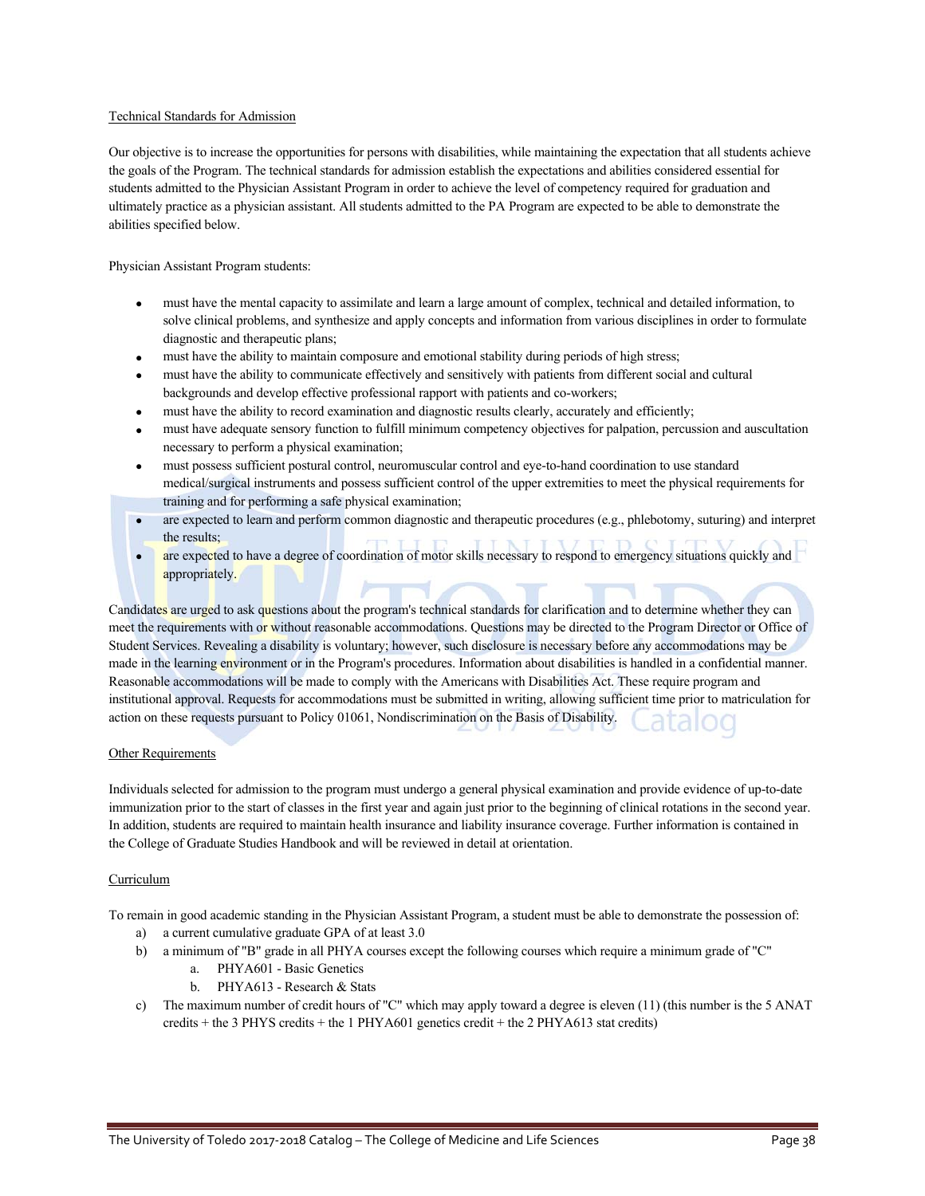## Technical Standards for Admission

Our objective is to increase the opportunities for persons with disabilities, while maintaining the expectation that all students achieve the goals of the Program. The technical standards for admission establish the expectations and abilities considered essential for students admitted to the Physician Assistant Program in order to achieve the level of competency required for graduation and ultimately practice as a physician assistant. All students admitted to the PA Program are expected to be able to demonstrate the abilities specified below.

Physician Assistant Program students:

- must have the mental capacity to assimilate and learn a large amount of complex, technical and detailed information, to solve clinical problems, and synthesize and apply concepts and information from various disciplines in order to formulate diagnostic and therapeutic plans;
- must have the ability to maintain composure and emotional stability during periods of high stress;
- must have the ability to communicate effectively and sensitively with patients from different social and cultural backgrounds and develop effective professional rapport with patients and co-workers;
- must have the ability to record examination and diagnostic results clearly, accurately and efficiently;
- must have adequate sensory function to fulfill minimum competency objectives for palpation, percussion and auscultation necessary to perform a physical examination;
- must possess sufficient postural control, neuromuscular control and eye-to-hand coordination to use standard medical/surgical instruments and possess sufficient control of the upper extremities to meet the physical requirements for training and for performing a safe physical examination;
- are expected to learn and perform common diagnostic and therapeutic procedures (e.g., phlebotomy, suturing) and interpret the results;
- are expected to have a degree of coordination of motor skills necessary to respond to emergency situations quickly and appropriately.

Candidates are urged to ask questions about the program's technical standards for clarification and to determine whether they can meet the requirements with or without reasonable accommodations. Questions may be directed to the Program Director or Office of Student Services. Revealing a disability is voluntary; however, such disclosure is necessary before any accommodations may be made in the learning environment or in the Program's procedures. Information about disabilities is handled in a confidential manner. Reasonable accommodations will be made to comply with the Americans with Disabilities Act. These require program and institutional approval. Requests for accommodations must be submitted in writing, allowing sufficient time prior to matriculation for action on these requests pursuant to Policy 01061, Nondiscrimination on the Basis of Disability.

## Other Requirements

Individuals selected for admission to the program must undergo a general physical examination and provide evidence of up-to-date immunization prior to the start of classes in the first year and again just prior to the beginning of clinical rotations in the second year. In addition, students are required to maintain health insurance and liability insurance coverage. Further information is contained in the College of Graduate Studies Handbook and will be reviewed in detail at orientation.

## Curriculum

To remain in good academic standing in the Physician Assistant Program, a student must be able to demonstrate the possession of:

a) a current cumulative graduate GPA of at least 3.0
b) a minimum of "B" grade in all PHYA courses except the following courses which require a minimum grade of "C"
    a. PHYA601 - Basic Genetics
    b. PHYA613 - Research & Stats
c) The maximum number of credit hours of "C" which may apply toward a degree is eleven (11) (this number is the 5 ANAT credits + the 3 PHYS credits + the 1 PHYA601 genetics credit + the 2 PHYA613 stat credits)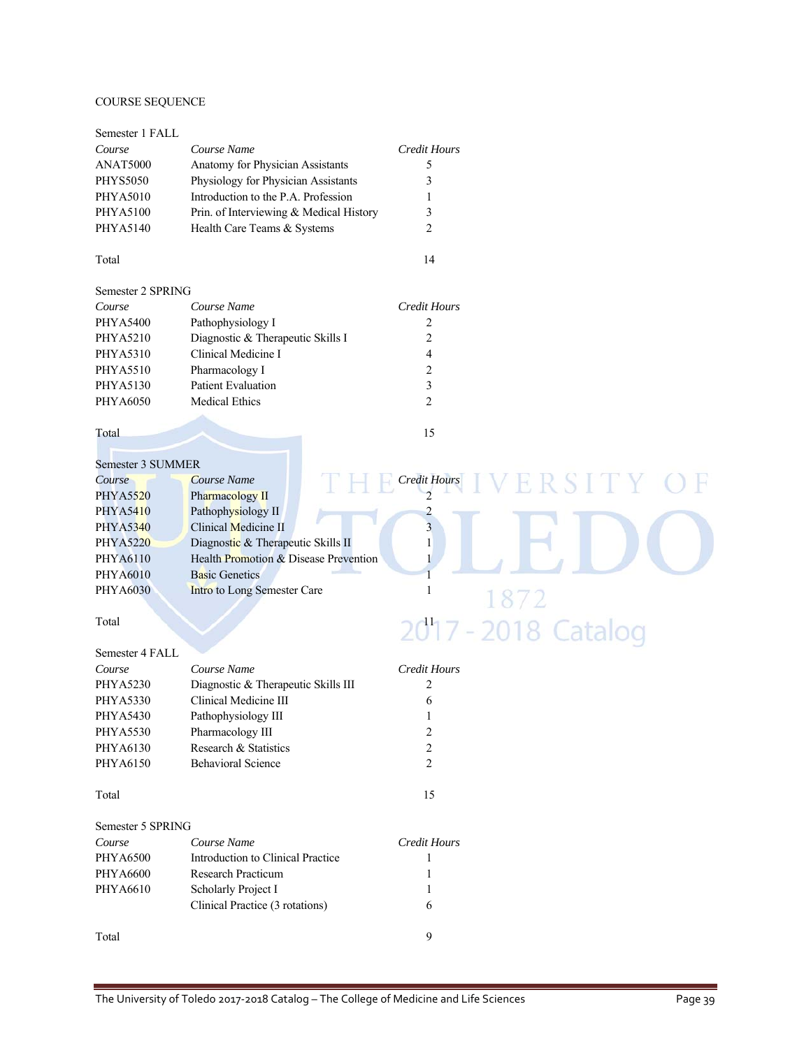COURSE SEQUENCE

Semester 1 FALL

| *Course* | *Course Name* | *Credit Hours* |
|---|---|---|
| ANAT5000 | Anatomy for Physician Assistants | 5 |
| PHYS5050 | Physiology for Physician Assistants | 3 |
| PHYA5010 | Introduction to the P.A. Profession | 1 |
| PHYA5100 | Prin. of Interviewing & Medical History | 3 |
| PHYA5140 | Health Care Teams & Systems | 2 |
| Total | | 14 |

Semester 2 SPRING

| *Course* | *Course Name* | *Credit Hours* |
|---|---|---|
| PHYA5400 | Pathophysiology I | 2 |
| PHYA5210 | Diagnostic & Therapeutic Skills I | 2 |
| PHYA5310 | Clinical Medicine I | 4 |
| PHYA5510 | Pharmacology I | 2 |
| PHYA5130 | Patient Evaluation | 3 |
| PHYA6050 | Medical Ethics | 2 |
| Total | | 15 |

Semester 3 SUMMER

| *Course* | *Course Name* | *Credit Hours* |
|---|---|---|
| PHYA5520 | Pharmacology II | 2 |
| PHYA5410 | Pathophysiology II | 2 |
| PHYA5340 | Clinical Medicine II | 3 |
| PHYA5220 | Diagnostic & Therapeutic Skills II | 1 |
| PHYA6110 | Health Promotion & Disease Prevention | 1 |
| PHYA6010 | Basic Genetics | 1 |
| PHYA6030 | Intro to Long Semester Care | 1 |
| Total | | 11 |

Semester 4 FALL

| *Course* | *Course Name* | *Credit Hours* |
|---|---|---|
| PHYA5230 | Diagnostic & Therapeutic Skills III | 2 |
| PHYA5330 | Clinical Medicine III | 6 |
| PHYA5430 | Pathophysiology III | 1 |
| PHYA5530 | Pharmacology III | 2 |
| PHYA6130 | Research & Statistics | 2 |
| PHYA6150 | Behavioral Science | 2 |
| Total | | 15 |

Semester 5 SPRING

| *Course* | *Course Name* | *Credit Hours* |
|---|---|---|
| PHYA6500 | Introduction to Clinical Practice | 1 |
| PHYA6600 | Research Practicum | 1 |
| PHYA6610 | Scholarly Project I | 1 |
| | Clinical Practice (3 rotations) | 6 |
| Total | | 9 |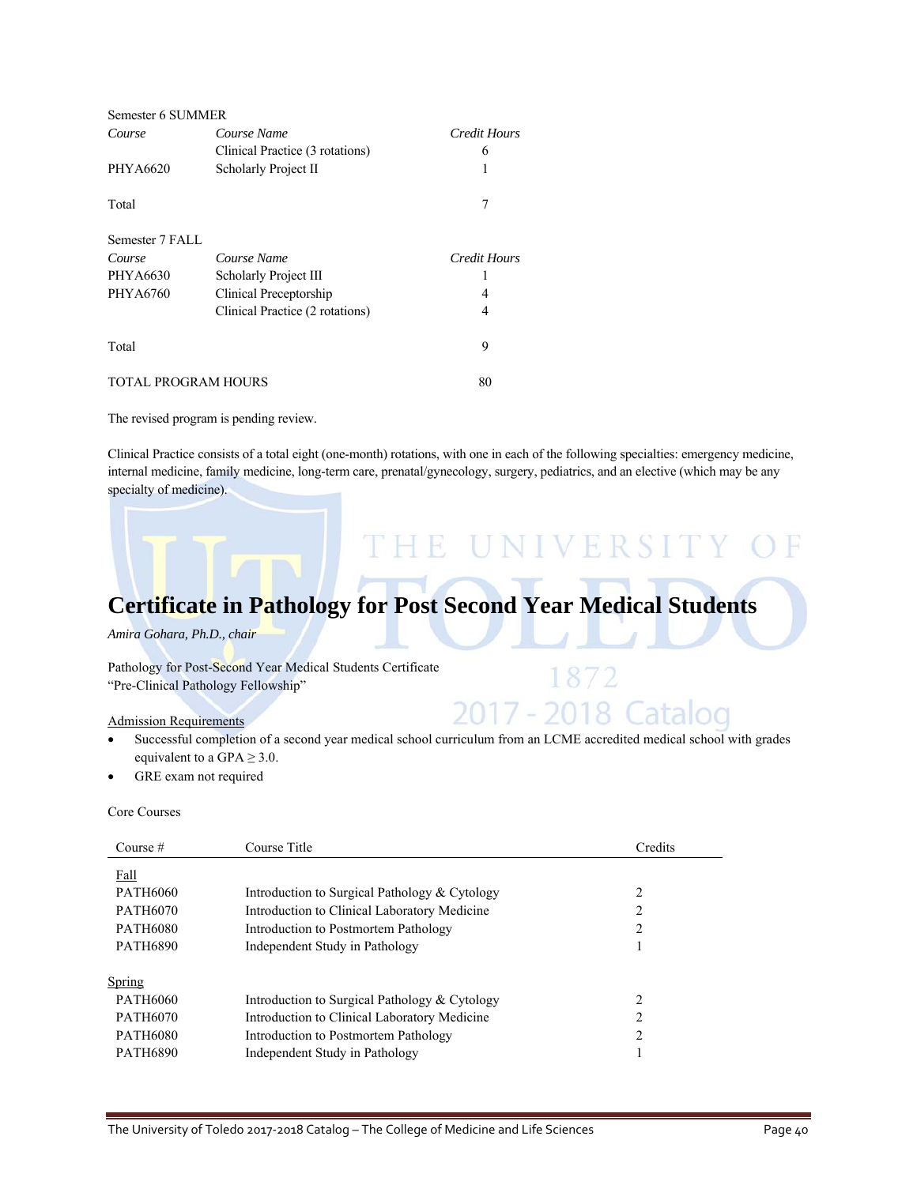Semester 6 SUMMER

| Course | Course Name | Credit Hours |
|---|---|---|
| | Clinical Practice (3 rotations) | 6 |
| PHYA6620 | Scholarly Project II | 1 |
| Total | | 7 |

Semester 7 FALL

| Course | Course Name | Credit Hours |
|---|---|---|
| PHYA6630 | Scholarly Project III | 1 |
| PHYA6760 | Clinical Preceptorship | 4 |
| | Clinical Practice (2 rotations) | 4 |
| Total | | 9 |

TOTAL PROGRAM HOURS 80

The revised program is pending review.

Clinical Practice consists of a total eight (one-month) rotations, with one in each of the following specialties: emergency medicine, internal medicine, family medicine, long-term care, prenatal/gynecology, surgery, pediatrics, and an elective (which may be any specialty of medicine).

# Certificate in Pathology for Post Second Year Medical Students

*Amira Gohara, Ph.D., chair*

Pathology for Post-Second Year Medical Students Certificate
"Pre-Clinical Pathology Fellowship"

Admission Requirements

- Successful completion of a second year medical school curriculum from an LCME accredited medical school with grades equivalent to a GPA ≥ 3.0.
- GRE exam not required

Core Courses

| Course # | Course Title | Credits |
|---|---|---|
| Fall | | |
| PATH6060 | Introduction to Surgical Pathology & Cytology | 2 |
| PATH6070 | Introduction to Clinical Laboratory Medicine | 2 |
| PATH6080 | Introduction to Postmortem Pathology | 2 |
| PATH6890 | Independent Study in Pathology | 1 |
| Spring | | |
| PATH6060 | Introduction to Surgical Pathology & Cytology | 2 |
| PATH6070 | Introduction to Clinical Laboratory Medicine | 2 |
| PATH6080 | Introduction to Postmortem Pathology | 2 |
| PATH6890 | Independent Study in Pathology | 1 |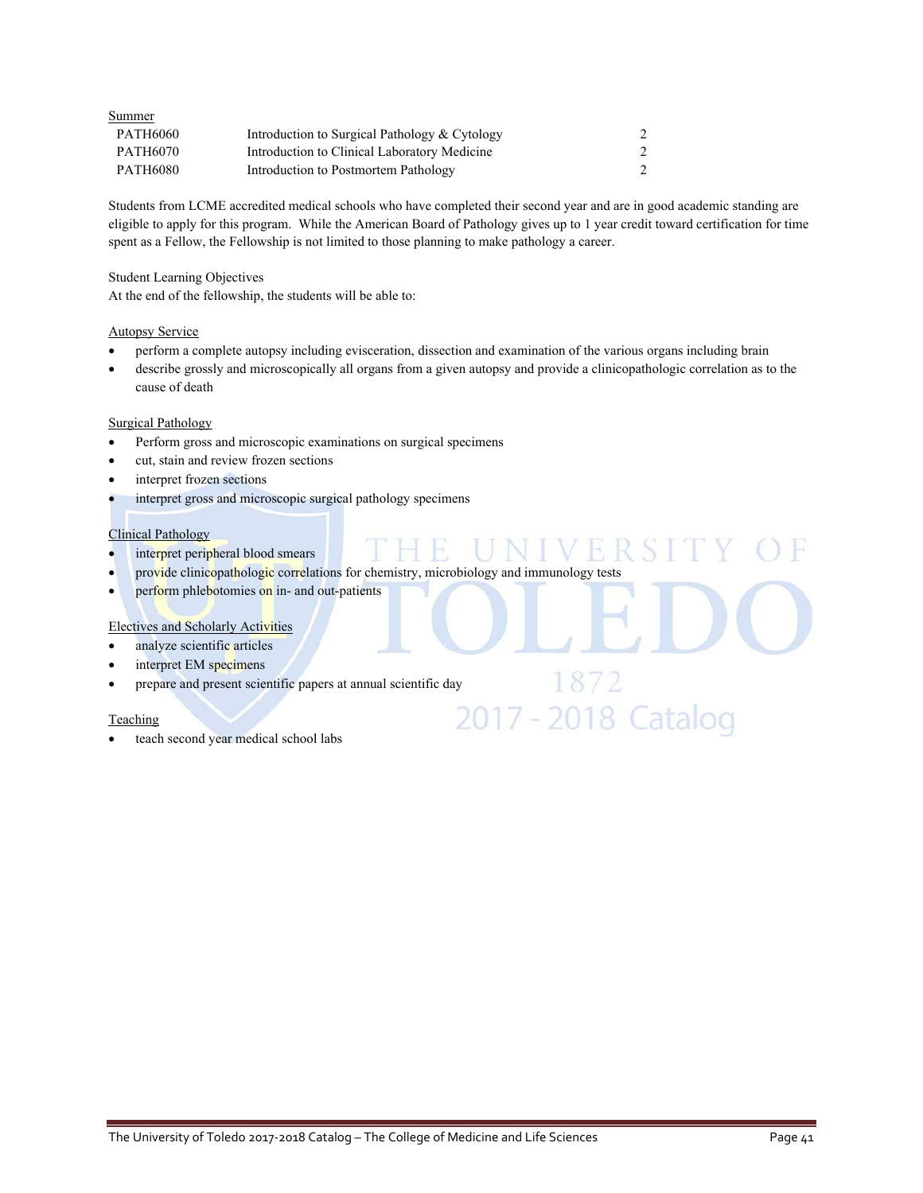Summer

| | | |
|---|---|---|
| PATH6060 | Introduction to Surgical Pathology & Cytology | 2 |
| PATH6070 | Introduction to Clinical Laboratory Medicine | 2 |
| PATH6080 | Introduction to Postmortem Pathology | 2 |

Students from LCME accredited medical schools who have completed their second year and are in good academic standing are eligible to apply for this program. While the American Board of Pathology gives up to 1 year credit toward certification for time spent as a Fellow, the Fellowship is not limited to those planning to make pathology a career.

Student Learning Objectives
At the end of the fellowship, the students will be able to:

Autopsy Service

- perform a complete autopsy including evisceration, dissection and examination of the various organs including brain
- describe grossly and microscopically all organs from a given autopsy and provide a clinicopathologic correlation as to the cause of death

Surgical Pathology

- Perform gross and microscopic examinations on surgical specimens
- cut, stain and review frozen sections
- interpret frozen sections
- interpret gross and microscopic surgical pathology specimens

Clinical Pathology

- interpret peripheral blood smears
- provide clinicopathologic correlations for chemistry, microbiology and immunology tests
- perform phlebotomies on in- and out-patients

Electives and Scholarly Activities

- analyze scientific articles
- interpret EM specimens
- prepare and present scientific papers at annual scientific day

Teaching

- teach second year medical school labs